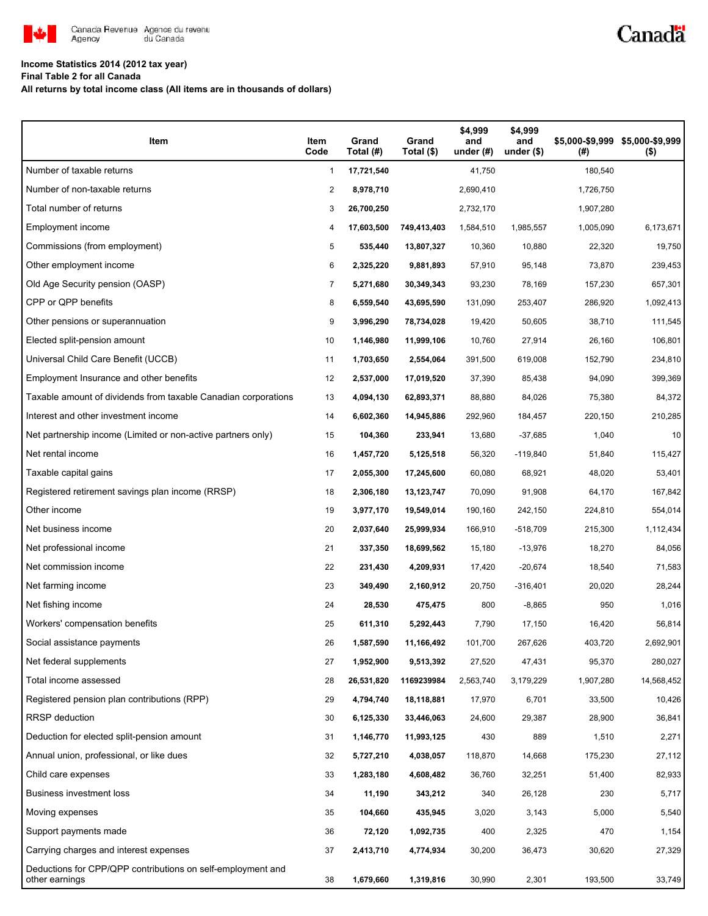Canada Revenue Agency / Agence du revenu du Canada

Canada

**Income Statistics 2014 (2012 tax year)**
**Final Table 2 for all Canada**
**All returns by total income class (All items are in thousands of dollars)**

| Item | Item Code | Grand Total (#) | Grand Total ($) | $4,999 and under (#) | $4,999 and under ($) | $5,000-$9,999 (#) | $5,000-$9,999 ($) |
|---|---|---|---|---|---|---|---|
| Number of taxable returns | 1 | **17,721,540** | | 41,750 | | 180,540 | |
| Number of non-taxable returns | 2 | **8,978,710** | | 2,690,410 | | 1,726,750 | |
| Total number of returns | 3 | **26,700,250** | | 2,732,170 | | 1,907,280 | |
| Employment income | 4 | **17,603,500** | **749,413,403** | 1,584,510 | 1,985,557 | 1,005,090 | 6,173,671 |
| Commissions (from employment) | 5 | **535,440** | **13,807,327** | 10,360 | 10,880 | 22,320 | 19,750 |
| Other employment income | 6 | **2,325,220** | **9,881,893** | 57,910 | 95,148 | 73,870 | 239,453 |
| Old Age Security pension (OASP) | 7 | **5,271,680** | **30,349,343** | 93,230 | 78,169 | 157,230 | 657,301 |
| CPP or QPP benefits | 8 | **6,559,540** | **43,695,590** | 131,090 | 253,407 | 286,920 | 1,092,413 |
| Other pensions or superannuation | 9 | **3,996,290** | **78,734,028** | 19,420 | 50,605 | 38,710 | 111,545 |
| Elected split-pension amount | 10 | **1,146,980** | **11,999,106** | 10,760 | 27,914 | 26,160 | 106,801 |
| Universal Child Care Benefit (UCCB) | 11 | **1,703,650** | **2,554,064** | 391,500 | 619,008 | 152,790 | 234,810 |
| Employment Insurance and other benefits | 12 | **2,537,000** | **17,019,520** | 37,390 | 85,438 | 94,090 | 399,369 |
| Taxable amount of dividends from taxable Canadian corporations | 13 | **4,094,130** | **62,893,371** | 88,880 | 84,026 | 75,380 | 84,372 |
| Interest and other investment income | 14 | **6,602,360** | **14,945,886** | 292,960 | 184,457 | 220,150 | 210,285 |
| Net partnership income (Limited or non-active partners only) | 15 | **104,360** | **233,941** | 13,680 | -37,685 | 1,040 | 10 |
| Net rental income | 16 | **1,457,720** | **5,125,518** | 56,320 | -119,840 | 51,840 | 115,427 |
| Taxable capital gains | 17 | **2,055,300** | **17,245,600** | 60,080 | 68,921 | 48,020 | 53,401 |
| Registered retirement savings plan income (RRSP) | 18 | **2,306,180** | **13,123,747** | 70,090 | 91,908 | 64,170 | 167,842 |
| Other income | 19 | **3,977,170** | **19,549,014** | 190,160 | 242,150 | 224,810 | 554,014 |
| Net business income | 20 | **2,037,640** | **25,999,934** | 166,910 | -518,709 | 215,300 | 1,112,434 |
| Net professional income | 21 | **337,350** | **18,699,562** | 15,180 | -13,976 | 18,270 | 84,056 |
| Net commission income | 22 | **231,430** | **4,209,931** | 17,420 | -20,674 | 18,540 | 71,583 |
| Net farming income | 23 | **349,490** | **2,160,912** | 20,750 | -316,401 | 20,020 | 28,244 |
| Net fishing income | 24 | **28,530** | **475,475** | 800 | -8,865 | 950 | 1,016 |
| Workers' compensation benefits | 25 | **611,310** | **5,292,443** | 7,790 | 17,150 | 16,420 | 56,814 |
| Social assistance payments | 26 | **1,587,590** | **11,166,492** | 101,700 | 267,626 | 403,720 | 2,692,901 |
| Net federal supplements | 27 | **1,952,900** | **9,513,392** | 27,520 | 47,431 | 95,370 | 280,027 |
| Total income assessed | 28 | **26,531,820** | **1169239984** | 2,563,740 | 3,179,229 | 1,907,280 | 14,568,452 |
| Registered pension plan contributions (RPP) | 29 | **4,794,740** | **18,118,881** | 17,970 | 6,701 | 33,500 | 10,426 |
| RRSP deduction | 30 | **6,125,330** | **33,446,063** | 24,600 | 29,387 | 28,900 | 36,841 |
| Deduction for elected split-pension amount | 31 | **1,146,770** | **11,993,125** | 430 | 889 | 1,510 | 2,271 |
| Annual union, professional, or like dues | 32 | **5,727,210** | **4,038,057** | 118,870 | 14,668 | 175,230 | 27,112 |
| Child care expenses | 33 | **1,283,180** | **4,608,482** | 36,760 | 32,251 | 51,400 | 82,933 |
| Business investment loss | 34 | **11,190** | **343,212** | 340 | 26,128 | 230 | 5,717 |
| Moving expenses | 35 | **104,660** | **435,945** | 3,020 | 3,143 | 5,000 | 5,540 |
| Support payments made | 36 | **72,120** | **1,092,735** | 400 | 2,325 | 470 | 1,154 |
| Carrying charges and interest expenses | 37 | **2,413,710** | **4,774,934** | 30,200 | 36,473 | 30,620 | 27,329 |
| Deductions for CPP/QPP contributions on self-employment and other earnings | 38 | **1,679,660** | **1,319,816** | 30,990 | 2,301 | 193,500 | 33,749 |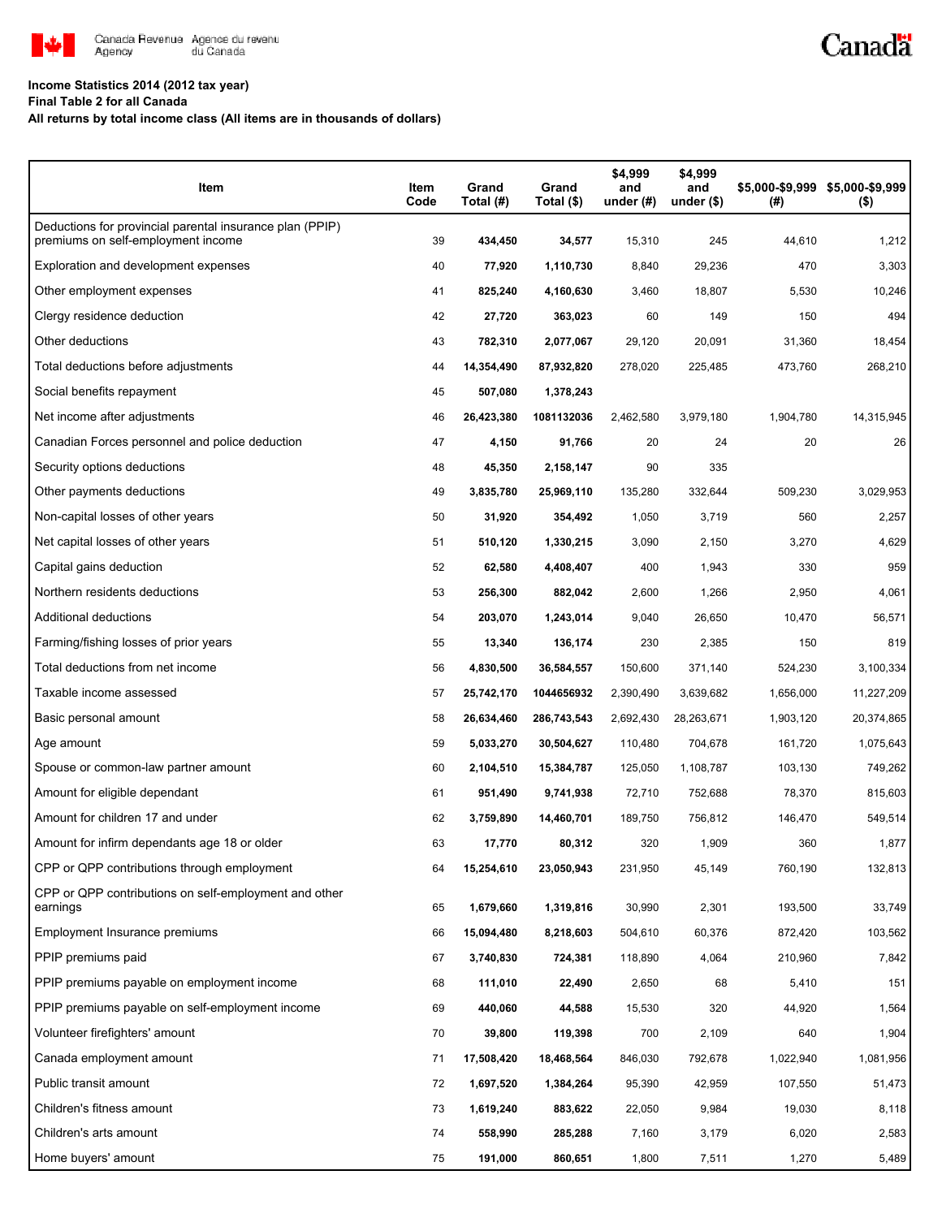**Income Statistics 2014 (2012 tax year)**
**Final Table 2 for all Canada**
**All returns by total income class (All items are in thousands of dollars)**

| Item | Item Code | Grand Total (#) | Grand Total ($) | $4,999 and under (#) | $4,999 and under ($) | $5,000-$9,999 (#) | $5,000-$9,999 ($) |
|---|---|---|---|---|---|---|---|
| Deductions for provincial parental insurance plan (PPIP) premiums on self-employment income | 39 | **434,450** | **34,577** | 15,310 | 245 | 44,610 | 1,212 |
| Exploration and development expenses | 40 | **77,920** | **1,110,730** | 8,840 | 29,236 | 470 | 3,303 |
| Other employment expenses | 41 | **825,240** | **4,160,630** | 3,460 | 18,807 | 5,530 | 10,246 |
| Clergy residence deduction | 42 | **27,720** | **363,023** | 60 | 149 | 150 | 494 |
| Other deductions | 43 | **782,310** | **2,077,067** | 29,120 | 20,091 | 31,360 | 18,454 |
| Total deductions before adjustments | 44 | **14,354,490** | **87,932,820** | 278,020 | 225,485 | 473,760 | 268,210 |
| Social benefits repayment | 45 | **507,080** | **1,378,243** | | | | |
| Net income after adjustments | 46 | **26,423,380** | **1081132036** | 2,462,580 | 3,979,180 | 1,904,780 | 14,315,945 |
| Canadian Forces personnel and police deduction | 47 | **4,150** | **91,766** | 20 | 24 | 20 | 26 |
| Security options deductions | 48 | **45,350** | **2,158,147** | 90 | 335 | | |
| Other payments deductions | 49 | **3,835,780** | **25,969,110** | 135,280 | 332,644 | 509,230 | 3,029,953 |
| Non-capital losses of other years | 50 | **31,920** | **354,492** | 1,050 | 3,719 | 560 | 2,257 |
| Net capital losses of other years | 51 | **510,120** | **1,330,215** | 3,090 | 2,150 | 3,270 | 4,629 |
| Capital gains deduction | 52 | **62,580** | **4,408,407** | 400 | 1,943 | 330 | 959 |
| Northern residents deductions | 53 | **256,300** | **882,042** | 2,600 | 1,266 | 2,950 | 4,061 |
| Additional deductions | 54 | **203,070** | **1,243,014** | 9,040 | 26,650 | 10,470 | 56,571 |
| Farming/fishing losses of prior years | 55 | **13,340** | **136,174** | 230 | 2,385 | 150 | 819 |
| Total deductions from net income | 56 | **4,830,500** | **36,584,557** | 150,600 | 371,140 | 524,230 | 3,100,334 |
| Taxable income assessed | 57 | **25,742,170** | **1044656932** | 2,390,490 | 3,639,682 | 1,656,000 | 11,227,209 |
| Basic personal amount | 58 | **26,634,460** | **286,743,543** | 2,692,430 | 28,263,671 | 1,903,120 | 20,374,865 |
| Age amount | 59 | **5,033,270** | **30,504,627** | 110,480 | 704,678 | 161,720 | 1,075,643 |
| Spouse or common-law partner amount | 60 | **2,104,510** | **15,384,787** | 125,050 | 1,108,787 | 103,130 | 749,262 |
| Amount for eligible dependant | 61 | **951,490** | **9,741,938** | 72,710 | 752,688 | 78,370 | 815,603 |
| Amount for children 17 and under | 62 | **3,759,890** | **14,460,701** | 189,750 | 756,812 | 146,470 | 549,514 |
| Amount for infirm dependants age 18 or older | 63 | **17,770** | **80,312** | 320 | 1,909 | 360 | 1,877 |
| CPP or QPP contributions through employment | 64 | **15,254,610** | **23,050,943** | 231,950 | 45,149 | 760,190 | 132,813 |
| CPP or QPP contributions on self-employment and other earnings | 65 | **1,679,660** | **1,319,816** | 30,990 | 2,301 | 193,500 | 33,749 |
| Employment Insurance premiums | 66 | **15,094,480** | **8,218,603** | 504,610 | 60,376 | 872,420 | 103,562 |
| PPIP premiums paid | 67 | **3,740,830** | **724,381** | 118,890 | 4,064 | 210,960 | 7,842 |
| PPIP premiums payable on employment income | 68 | **111,010** | **22,490** | 2,650 | 68 | 5,410 | 151 |
| PPIP premiums payable on self-employment income | 69 | **440,060** | **44,588** | 15,530 | 320 | 44,920 | 1,564 |
| Volunteer firefighters' amount | 70 | **39,800** | **119,398** | 700 | 2,109 | 640 | 1,904 |
| Canada employment amount | 71 | **17,508,420** | **18,468,564** | 846,030 | 792,678 | 1,022,940 | 1,081,956 |
| Public transit amount | 72 | **1,697,520** | **1,384,264** | 95,390 | 42,959 | 107,550 | 51,473 |
| Children's fitness amount | 73 | **1,619,240** | **883,622** | 22,050 | 9,984 | 19,030 | 8,118 |
| Children's arts amount | 74 | **558,990** | **285,288** | 7,160 | 3,179 | 6,020 | 2,583 |
| Home buyers' amount | 75 | **191,000** | **860,651** | 1,800 | 7,511 | 1,270 | 5,489 |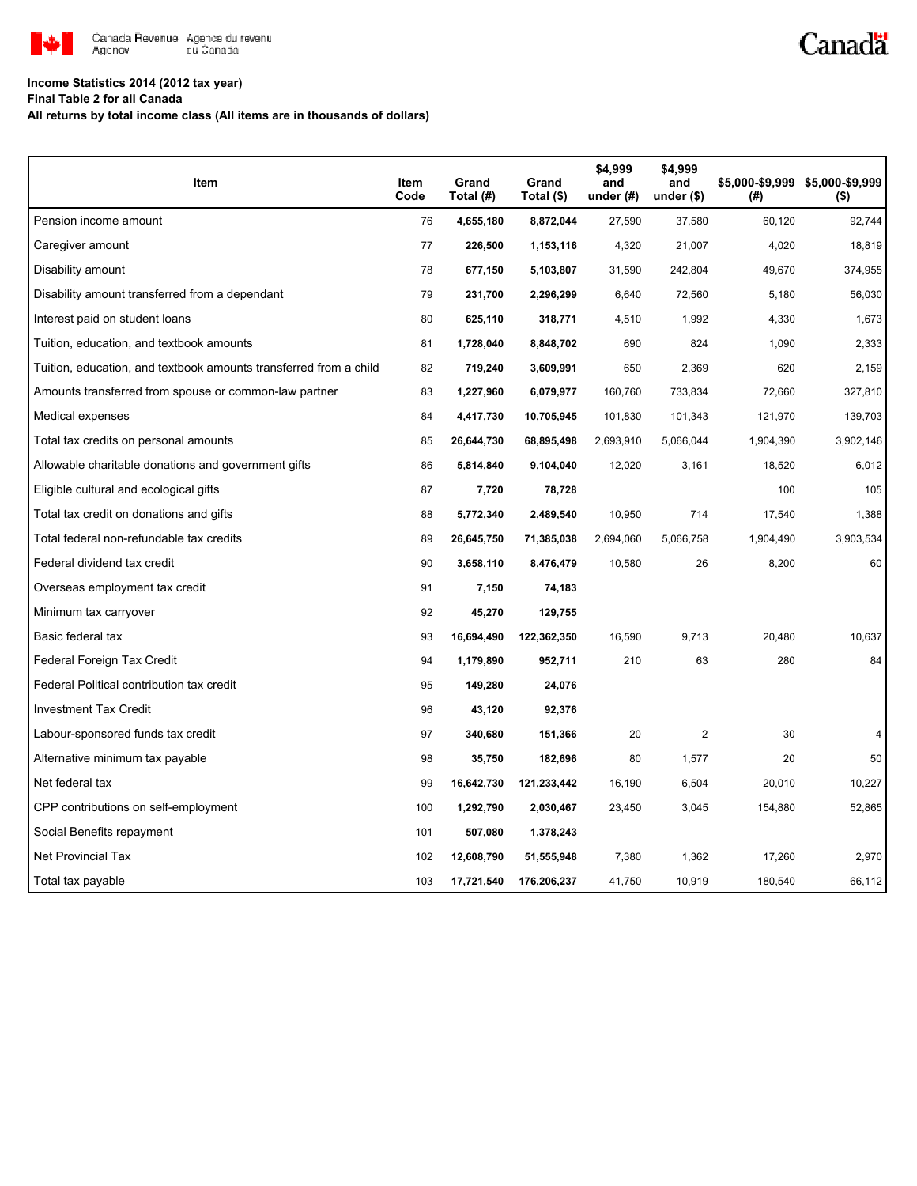Income Statistics 2014 (2012 tax year)

Final Table 2 for all Canada

All returns by total income class (All items are in thousands of dollars)

| Item | Item Code | Grand Total (#) | Grand Total ($) | $4,999 and under (#) | $4,999 and under ($) | $5,000-$9,999 (#) | $5,000-$9,999 ($) |
|---|---|---|---|---|---|---|---|
| Pension income amount | 76 | 4,655,180 | 8,872,044 | 27,590 | 37,580 | 60,120 | 92,744 |
| Caregiver amount | 77 | 226,500 | 1,153,116 | 4,320 | 21,007 | 4,020 | 18,819 |
| Disability amount | 78 | 677,150 | 5,103,807 | 31,590 | 242,804 | 49,670 | 374,955 |
| Disability amount transferred from a dependant | 79 | 231,700 | 2,296,299 | 6,640 | 72,560 | 5,180 | 56,030 |
| Interest paid on student loans | 80 | 625,110 | 318,771 | 4,510 | 1,992 | 4,330 | 1,673 |
| Tuition, education, and textbook amounts | 81 | 1,728,040 | 8,848,702 | 690 | 824 | 1,090 | 2,333 |
| Tuition, education, and textbook amounts transferred from a child | 82 | 719,240 | 3,609,991 | 650 | 2,369 | 620 | 2,159 |
| Amounts transferred from spouse or common-law partner | 83 | 1,227,960 | 6,079,977 | 160,760 | 733,834 | 72,660 | 327,810 |
| Medical expenses | 84 | 4,417,730 | 10,705,945 | 101,830 | 101,343 | 121,970 | 139,703 |
| Total tax credits on personal amounts | 85 | 26,644,730 | 68,895,498 | 2,693,910 | 5,066,044 | 1,904,390 | 3,902,146 |
| Allowable charitable donations and government gifts | 86 | 5,814,840 | 9,104,040 | 12,020 | 3,161 | 18,520 | 6,012 |
| Eligible cultural and ecological gifts | 87 | 7,720 | 78,728 | | | 100 | 105 |
| Total tax credit on donations and gifts | 88 | 5,772,340 | 2,489,540 | 10,950 | 714 | 17,540 | 1,388 |
| Total federal non-refundable tax credits | 89 | 26,645,750 | 71,385,038 | 2,694,060 | 5,066,758 | 1,904,490 | 3,903,534 |
| Federal dividend tax credit | 90 | 3,658,110 | 8,476,479 | 10,580 | 26 | 8,200 | 60 |
| Overseas employment tax credit | 91 | 7,150 | 74,183 | | | | |
| Minimum tax carryover | 92 | 45,270 | 129,755 | | | | |
| Basic federal tax | 93 | 16,694,490 | 122,362,350 | 16,590 | 9,713 | 20,480 | 10,637 |
| Federal Foreign Tax Credit | 94 | 1,179,890 | 952,711 | 210 | 63 | 280 | 84 |
| Federal Political contribution tax credit | 95 | 149,280 | 24,076 | | | | |
| Investment Tax Credit | 96 | 43,120 | 92,376 | | | | |
| Labour-sponsored funds tax credit | 97 | 340,680 | 151,366 | 20 | 2 | 30 | 4 |
| Alternative minimum tax payable | 98 | 35,750 | 182,696 | 80 | 1,577 | 20 | 50 |
| Net federal tax | 99 | 16,642,730 | 121,233,442 | 16,190 | 6,504 | 20,010 | 10,227 |
| CPP contributions on self-employment | 100 | 1,292,790 | 2,030,467 | 23,450 | 3,045 | 154,880 | 52,865 |
| Social Benefits repayment | 101 | 507,080 | 1,378,243 | | | | |
| Net Provincial Tax | 102 | 12,608,790 | 51,555,948 | 7,380 | 1,362 | 17,260 | 2,970 |
| Total tax payable | 103 | 17,721,540 | 176,206,237 | 41,750 | 10,919 | 180,540 | 66,112 |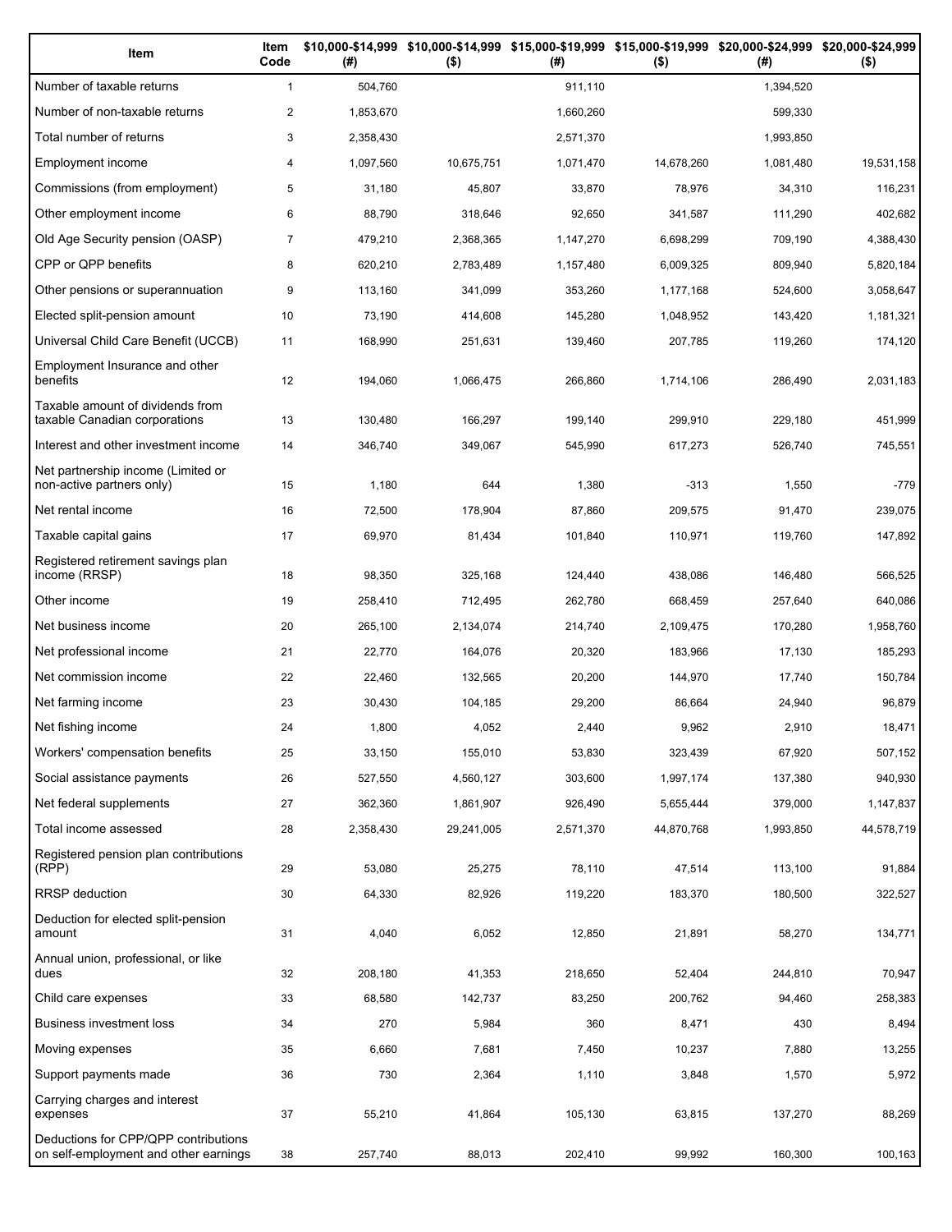| Item | Item Code | $10,000-$14,999 (#) | $10,000-$14,999 ($) | $15,000-$19,999 (#) | $15,000-$19,999 ($) | $20,000-$24,999 (#) | $20,000-$24,999 ($) |
|---|---|---|---|---|---|---|---|
| Number of taxable returns | 1 | 504,760 | | 911,110 | | 1,394,520 | |
| Number of non-taxable returns | 2 | 1,853,670 | | 1,660,260 | | 599,330 | |
| Total number of returns | 3 | 2,358,430 | | 2,571,370 | | 1,993,850 | |
| Employment income | 4 | 1,097,560 | 10,675,751 | 1,071,470 | 14,678,260 | 1,081,480 | 19,531,158 |
| Commissions (from employment) | 5 | 31,180 | 45,807 | 33,870 | 78,976 | 34,310 | 116,231 |
| Other employment income | 6 | 88,790 | 318,646 | 92,650 | 341,587 | 111,290 | 402,682 |
| Old Age Security pension (OASP) | 7 | 479,210 | 2,368,365 | 1,147,270 | 6,698,299 | 709,190 | 4,388,430 |
| CPP or QPP benefits | 8 | 620,210 | 2,783,489 | 1,157,480 | 6,009,325 | 809,940 | 5,820,184 |
| Other pensions or superannuation | 9 | 113,160 | 341,099 | 353,260 | 1,177,168 | 524,600 | 3,058,647 |
| Elected split-pension amount | 10 | 73,190 | 414,608 | 145,280 | 1,048,952 | 143,420 | 1,181,321 |
| Universal Child Care Benefit (UCCB) | 11 | 168,990 | 251,631 | 139,460 | 207,785 | 119,260 | 174,120 |
| Employment Insurance and other benefits | 12 | 194,060 | 1,066,475 | 266,860 | 1,714,106 | 286,490 | 2,031,183 |
| Taxable amount of dividends from taxable Canadian corporations | 13 | 130,480 | 166,297 | 199,140 | 299,910 | 229,180 | 451,999 |
| Interest and other investment income | 14 | 346,740 | 349,067 | 545,990 | 617,273 | 526,740 | 745,551 |
| Net partnership income (Limited or non-active partners only) | 15 | 1,180 | 644 | 1,380 | -313 | 1,550 | -779 |
| Net rental income | 16 | 72,500 | 178,904 | 87,860 | 209,575 | 91,470 | 239,075 |
| Taxable capital gains | 17 | 69,970 | 81,434 | 101,840 | 110,971 | 119,760 | 147,892 |
| Registered retirement savings plan income (RRSP) | 18 | 98,350 | 325,168 | 124,440 | 438,086 | 146,480 | 566,525 |
| Other income | 19 | 258,410 | 712,495 | 262,780 | 668,459 | 257,640 | 640,086 |
| Net business income | 20 | 265,100 | 2,134,074 | 214,740 | 2,109,475 | 170,280 | 1,958,760 |
| Net professional income | 21 | 22,770 | 164,076 | 20,320 | 183,966 | 17,130 | 185,293 |
| Net commission income | 22 | 22,460 | 132,565 | 20,200 | 144,970 | 17,740 | 150,784 |
| Net farming income | 23 | 30,430 | 104,185 | 29,200 | 86,664 | 24,940 | 96,879 |
| Net fishing income | 24 | 1,800 | 4,052 | 2,440 | 9,962 | 2,910 | 18,471 |
| Workers' compensation benefits | 25 | 33,150 | 155,010 | 53,830 | 323,439 | 67,920 | 507,152 |
| Social assistance payments | 26 | 527,550 | 4,560,127 | 303,600 | 1,997,174 | 137,380 | 940,930 |
| Net federal supplements | 27 | 362,360 | 1,861,907 | 926,490 | 5,655,444 | 379,000 | 1,147,837 |
| Total income assessed | 28 | 2,358,430 | 29,241,005 | 2,571,370 | 44,870,768 | 1,993,850 | 44,578,719 |
| Registered pension plan contributions (RPP) | 29 | 53,080 | 25,275 | 78,110 | 47,514 | 113,100 | 91,884 |
| RRSP deduction | 30 | 64,330 | 82,926 | 119,220 | 183,370 | 180,500 | 322,527 |
| Deduction for elected split-pension amount | 31 | 4,040 | 6,052 | 12,850 | 21,891 | 58,270 | 134,771 |
| Annual union, professional, or like dues | 32 | 208,180 | 41,353 | 218,650 | 52,404 | 244,810 | 70,947 |
| Child care expenses | 33 | 68,580 | 142,737 | 83,250 | 200,762 | 94,460 | 258,383 |
| Business investment loss | 34 | 270 | 5,984 | 360 | 8,471 | 430 | 8,494 |
| Moving expenses | 35 | 6,660 | 7,681 | 7,450 | 10,237 | 7,880 | 13,255 |
| Support payments made | 36 | 730 | 2,364 | 1,110 | 3,848 | 1,570 | 5,972 |
| Carrying charges and interest expenses | 37 | 55,210 | 41,864 | 105,130 | 63,815 | 137,270 | 88,269 |
| Deductions for CPP/QPP contributions on self-employment and other earnings | 38 | 257,740 | 88,013 | 202,410 | 99,992 | 160,300 | 100,163 |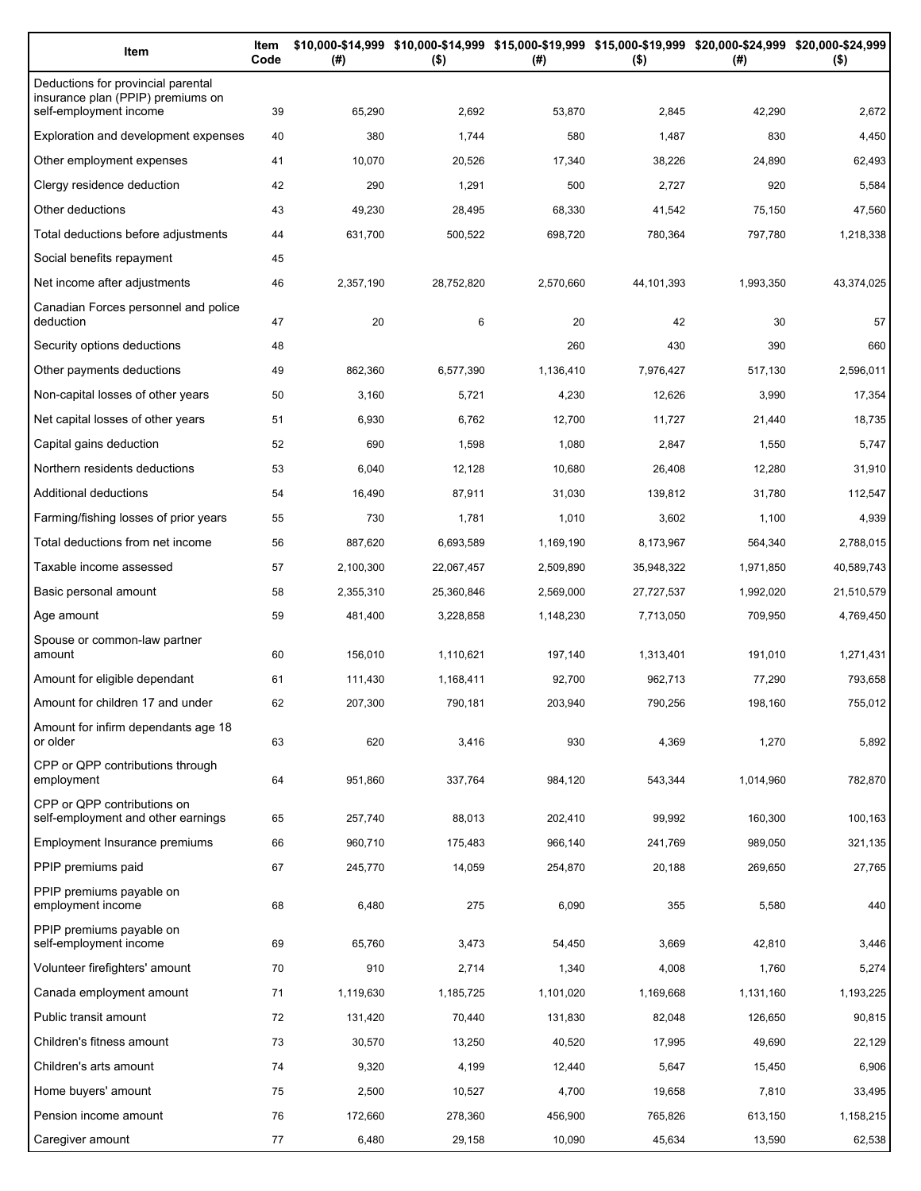| Item | Item Code | $10,000-$14,999 (#) | $10,000-$14,999 ($) | $15,000-$19,999 (#) | $15,000-$19,999 ($) | $20,000-$24,999 (#) | $20,000-$24,999 ($) |
|---|---|---|---|---|---|---|---|
| Deductions for provincial parental insurance plan (PPIP) premiums on self-employment income | 39 | 65,290 | 2,692 | 53,870 | 2,845 | 42,290 | 2,672 |
| Exploration and development expenses | 40 | 380 | 1,744 | 580 | 1,487 | 830 | 4,450 |
| Other employment expenses | 41 | 10,070 | 20,526 | 17,340 | 38,226 | 24,890 | 62,493 |
| Clergy residence deduction | 42 | 290 | 1,291 | 500 | 2,727 | 920 | 5,584 |
| Other deductions | 43 | 49,230 | 28,495 | 68,330 | 41,542 | 75,150 | 47,560 |
| Total deductions before adjustments | 44 | 631,700 | 500,522 | 698,720 | 780,364 | 797,780 | 1,218,338 |
| Social benefits repayment | 45 | | | | | | |
| Net income after adjustments | 46 | 2,357,190 | 28,752,820 | 2,570,660 | 44,101,393 | 1,993,350 | 43,374,025 |
| Canadian Forces personnel and police deduction | 47 | 20 | 6 | 20 | 42 | 30 | 57 |
| Security options deductions | 48 | | | 260 | 430 | 390 | 660 |
| Other payments deductions | 49 | 862,360 | 6,577,390 | 1,136,410 | 7,976,427 | 517,130 | 2,596,011 |
| Non-capital losses of other years | 50 | 3,160 | 5,721 | 4,230 | 12,626 | 3,990 | 17,354 |
| Net capital losses of other years | 51 | 6,930 | 6,762 | 12,700 | 11,727 | 21,440 | 18,735 |
| Capital gains deduction | 52 | 690 | 1,598 | 1,080 | 2,847 | 1,550 | 5,747 |
| Northern residents deductions | 53 | 6,040 | 12,128 | 10,680 | 26,408 | 12,280 | 31,910 |
| Additional deductions | 54 | 16,490 | 87,911 | 31,030 | 139,812 | 31,780 | 112,547 |
| Farming/fishing losses of prior years | 55 | 730 | 1,781 | 1,010 | 3,602 | 1,100 | 4,939 |
| Total deductions from net income | 56 | 887,620 | 6,693,589 | 1,169,190 | 8,173,967 | 564,340 | 2,788,015 |
| Taxable income assessed | 57 | 2,100,300 | 22,067,457 | 2,509,890 | 35,948,322 | 1,971,850 | 40,589,743 |
| Basic personal amount | 58 | 2,355,310 | 25,360,846 | 2,569,000 | 27,727,537 | 1,992,020 | 21,510,579 |
| Age amount | 59 | 481,400 | 3,228,858 | 1,148,230 | 7,713,050 | 709,950 | 4,769,450 |
| Spouse or common-law partner amount | 60 | 156,010 | 1,110,621 | 197,140 | 1,313,401 | 191,010 | 1,271,431 |
| Amount for eligible dependant | 61 | 111,430 | 1,168,411 | 92,700 | 962,713 | 77,290 | 793,658 |
| Amount for children 17 and under | 62 | 207,300 | 790,181 | 203,940 | 790,256 | 198,160 | 755,012 |
| Amount for infirm dependants age 18 or older | 63 | 620 | 3,416 | 930 | 4,369 | 1,270 | 5,892 |
| CPP or QPP contributions through employment | 64 | 951,860 | 337,764 | 984,120 | 543,344 | 1,014,960 | 782,870 |
| CPP or QPP contributions on self-employment and other earnings | 65 | 257,740 | 88,013 | 202,410 | 99,992 | 160,300 | 100,163 |
| Employment Insurance premiums | 66 | 960,710 | 175,483 | 966,140 | 241,769 | 989,050 | 321,135 |
| PPIP premiums paid | 67 | 245,770 | 14,059 | 254,870 | 20,188 | 269,650 | 27,765 |
| PPIP premiums payable on employment income | 68 | 6,480 | 275 | 6,090 | 355 | 5,580 | 440 |
| PPIP premiums payable on self-employment income | 69 | 65,760 | 3,473 | 54,450 | 3,669 | 42,810 | 3,446 |
| Volunteer firefighters' amount | 70 | 910 | 2,714 | 1,340 | 4,008 | 1,760 | 5,274 |
| Canada employment amount | 71 | 1,119,630 | 1,185,725 | 1,101,020 | 1,169,668 | 1,131,160 | 1,193,225 |
| Public transit amount | 72 | 131,420 | 70,440 | 131,830 | 82,048 | 126,650 | 90,815 |
| Children's fitness amount | 73 | 30,570 | 13,250 | 40,520 | 17,995 | 49,690 | 22,129 |
| Children's arts amount | 74 | 9,320 | 4,199 | 12,440 | 5,647 | 15,450 | 6,906 |
| Home buyers' amount | 75 | 2,500 | 10,527 | 4,700 | 19,658 | 7,810 | 33,495 |
| Pension income amount | 76 | 172,660 | 278,360 | 456,900 | 765,826 | 613,150 | 1,158,215 |
| Caregiver amount | 77 | 6,480 | 29,158 | 10,090 | 45,634 | 13,590 | 62,538 |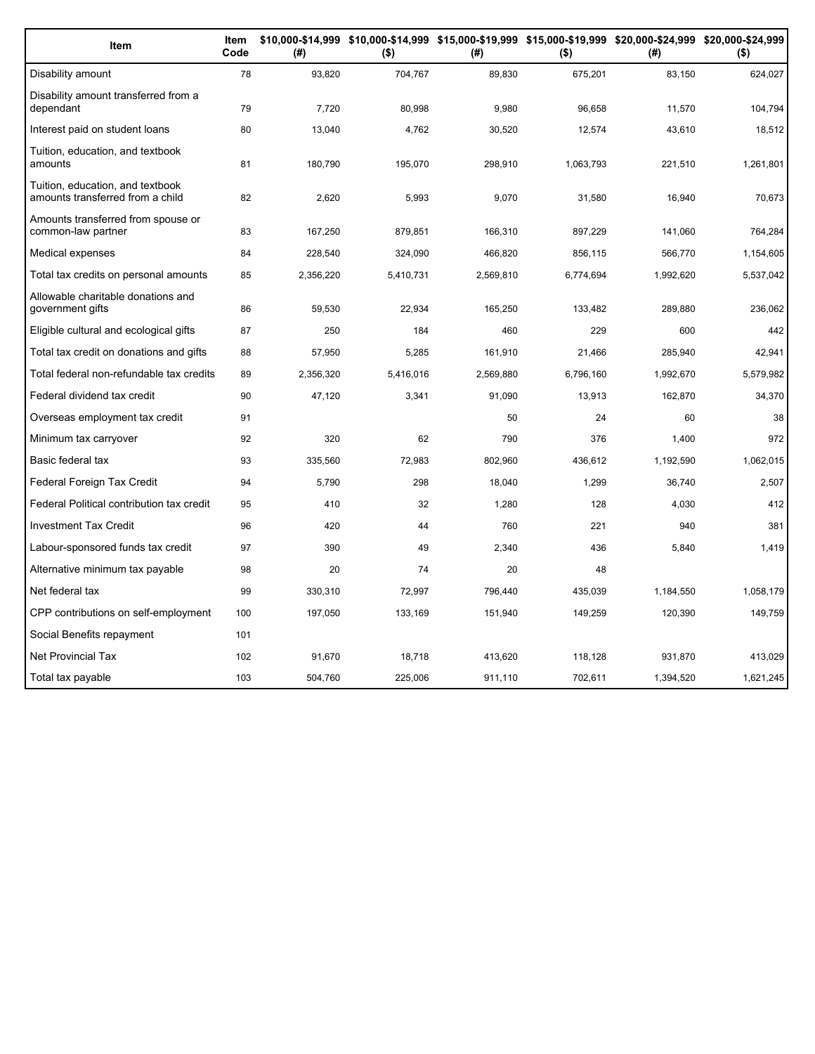| Item | Item Code | $10,000-$14,999 (#) | $10,000-$14,999 ($) | $15,000-$19,999 (#) | $15,000-$19,999 ($) | $20,000-$24,999 (#) | $20,000-$24,999 ($) |
|---|---|---|---|---|---|---|---|
| Disability amount | 78 | 93,820 | 704,767 | 89,830 | 675,201 | 83,150 | 624,027 |
| Disability amount transferred from a dependant | 79 | 7,720 | 80,998 | 9,980 | 96,658 | 11,570 | 104,794 |
| Interest paid on student loans | 80 | 13,040 | 4,762 | 30,520 | 12,574 | 43,610 | 18,512 |
| Tuition, education, and textbook amounts | 81 | 180,790 | 195,070 | 298,910 | 1,063,793 | 221,510 | 1,261,801 |
| Tuition, education, and textbook amounts transferred from a child | 82 | 2,620 | 5,993 | 9,070 | 31,580 | 16,940 | 70,673 |
| Amounts transferred from spouse or common-law partner | 83 | 167,250 | 879,851 | 166,310 | 897,229 | 141,060 | 764,284 |
| Medical expenses | 84 | 228,540 | 324,090 | 466,820 | 856,115 | 566,770 | 1,154,605 |
| Total tax credits on personal amounts | 85 | 2,356,220 | 5,410,731 | 2,569,810 | 6,774,694 | 1,992,620 | 5,537,042 |
| Allowable charitable donations and government gifts | 86 | 59,530 | 22,934 | 165,250 | 133,482 | 289,880 | 236,062 |
| Eligible cultural and ecological gifts | 87 | 250 | 184 | 460 | 229 | 600 | 442 |
| Total tax credit on donations and gifts | 88 | 57,950 | 5,285 | 161,910 | 21,466 | 285,940 | 42,941 |
| Total federal non-refundable tax credits | 89 | 2,356,320 | 5,416,016 | 2,569,880 | 6,796,160 | 1,992,670 | 5,579,982 |
| Federal dividend tax credit | 90 | 47,120 | 3,341 | 91,090 | 13,913 | 162,870 | 34,370 |
| Overseas employment tax credit | 91 | | | 50 | 24 | 60 | 38 |
| Minimum tax carryover | 92 | 320 | 62 | 790 | 376 | 1,400 | 972 |
| Basic federal tax | 93 | 335,560 | 72,983 | 802,960 | 436,612 | 1,192,590 | 1,062,015 |
| Federal Foreign Tax Credit | 94 | 5,790 | 298 | 18,040 | 1,299 | 36,740 | 2,507 |
| Federal Political contribution tax credit | 95 | 410 | 32 | 1,280 | 128 | 4,030 | 412 |
| Investment Tax Credit | 96 | 420 | 44 | 760 | 221 | 940 | 381 |
| Labour-sponsored funds tax credit | 97 | 390 | 49 | 2,340 | 436 | 5,840 | 1,419 |
| Alternative minimum tax payable | 98 | 20 | 74 | 20 | 48 | | |
| Net federal tax | 99 | 330,310 | 72,997 | 796,440 | 435,039 | 1,184,550 | 1,058,179 |
| CPP contributions on self-employment | 100 | 197,050 | 133,169 | 151,940 | 149,259 | 120,390 | 149,759 |
| Social Benefits repayment | 101 | | | | | | |
| Net Provincial Tax | 102 | 91,670 | 18,718 | 413,620 | 118,128 | 931,870 | 413,029 |
| Total tax payable | 103 | 504,760 | 225,006 | 911,110 | 702,611 | 1,394,520 | 1,621,245 |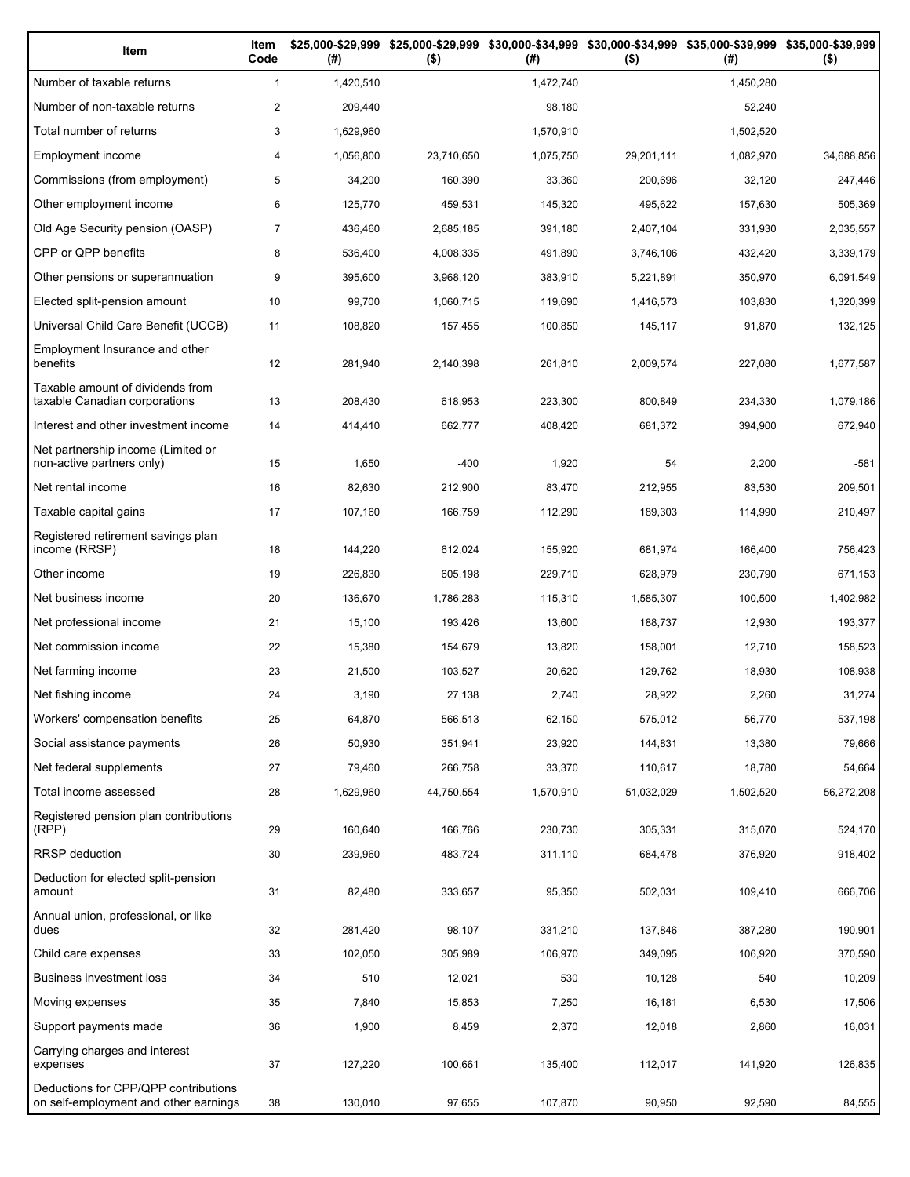| Item | Item Code | $25,000-$29,999 (#) | $25,000-$29,999 ($) | $30,000-$34,999 (#) | $30,000-$34,999 ($) | $35,000-$39,999 (#) | $35,000-$39,999 ($) |
|---|---|---|---|---|---|---|---|
| Number of taxable returns | 1 | 1,420,510 | | 1,472,740 | | 1,450,280 | |
| Number of non-taxable returns | 2 | 209,440 | | 98,180 | | 52,240 | |
| Total number of returns | 3 | 1,629,960 | | 1,570,910 | | 1,502,520 | |
| Employment income | 4 | 1,056,800 | 23,710,650 | 1,075,750 | 29,201,111 | 1,082,970 | 34,688,856 |
| Commissions (from employment) | 5 | 34,200 | 160,390 | 33,360 | 200,696 | 32,120 | 247,446 |
| Other employment income | 6 | 125,770 | 459,531 | 145,320 | 495,622 | 157,630 | 505,369 |
| Old Age Security pension (OASP) | 7 | 436,460 | 2,685,185 | 391,180 | 2,407,104 | 331,930 | 2,035,557 |
| CPP or QPP benefits | 8 | 536,400 | 4,008,335 | 491,890 | 3,746,106 | 432,420 | 3,339,179 |
| Other pensions or superannuation | 9 | 395,600 | 3,968,120 | 383,910 | 5,221,891 | 350,970 | 6,091,549 |
| Elected split-pension amount | 10 | 99,700 | 1,060,715 | 119,690 | 1,416,573 | 103,830 | 1,320,399 |
| Universal Child Care Benefit (UCCB) | 11 | 108,820 | 157,455 | 100,850 | 145,117 | 91,870 | 132,125 |
| Employment Insurance and other benefits | 12 | 281,940 | 2,140,398 | 261,810 | 2,009,574 | 227,080 | 1,677,587 |
| Taxable amount of dividends from taxable Canadian corporations | 13 | 208,430 | 618,953 | 223,300 | 800,849 | 234,330 | 1,079,186 |
| Interest and other investment income | 14 | 414,410 | 662,777 | 408,420 | 681,372 | 394,900 | 672,940 |
| Net partnership income (Limited or non-active partners only) | 15 | 1,650 | -400 | 1,920 | 54 | 2,200 | -581 |
| Net rental income | 16 | 82,630 | 212,900 | 83,470 | 212,955 | 83,530 | 209,501 |
| Taxable capital gains | 17 | 107,160 | 166,759 | 112,290 | 189,303 | 114,990 | 210,497 |
| Registered retirement savings plan income (RRSP) | 18 | 144,220 | 612,024 | 155,920 | 681,974 | 166,400 | 756,423 |
| Other income | 19 | 226,830 | 605,198 | 229,710 | 628,979 | 230,790 | 671,153 |
| Net business income | 20 | 136,670 | 1,786,283 | 115,310 | 1,585,307 | 100,500 | 1,402,982 |
| Net professional income | 21 | 15,100 | 193,426 | 13,600 | 188,737 | 12,930 | 193,377 |
| Net commission income | 22 | 15,380 | 154,679 | 13,820 | 158,001 | 12,710 | 158,523 |
| Net farming income | 23 | 21,500 | 103,527 | 20,620 | 129,762 | 18,930 | 108,938 |
| Net fishing income | 24 | 3,190 | 27,138 | 2,740 | 28,922 | 2,260 | 31,274 |
| Workers' compensation benefits | 25 | 64,870 | 566,513 | 62,150 | 575,012 | 56,770 | 537,198 |
| Social assistance payments | 26 | 50,930 | 351,941 | 23,920 | 144,831 | 13,380 | 79,666 |
| Net federal supplements | 27 | 79,460 | 266,758 | 33,370 | 110,617 | 18,780 | 54,664 |
| Total income assessed | 28 | 1,629,960 | 44,750,554 | 1,570,910 | 51,032,029 | 1,502,520 | 56,272,208 |
| Registered pension plan contributions (RPP) | 29 | 160,640 | 166,766 | 230,730 | 305,331 | 315,070 | 524,170 |
| RRSP deduction | 30 | 239,960 | 483,724 | 311,110 | 684,478 | 376,920 | 918,402 |
| Deduction for elected split-pension amount | 31 | 82,480 | 333,657 | 95,350 | 502,031 | 109,410 | 666,706 |
| Annual union, professional, or like dues | 32 | 281,420 | 98,107 | 331,210 | 137,846 | 387,280 | 190,901 |
| Child care expenses | 33 | 102,050 | 305,989 | 106,970 | 349,095 | 106,920 | 370,590 |
| Business investment loss | 34 | 510 | 12,021 | 530 | 10,128 | 540 | 10,209 |
| Moving expenses | 35 | 7,840 | 15,853 | 7,250 | 16,181 | 6,530 | 17,506 |
| Support payments made | 36 | 1,900 | 8,459 | 2,370 | 12,018 | 2,860 | 16,031 |
| Carrying charges and interest expenses | 37 | 127,220 | 100,661 | 135,400 | 112,017 | 141,920 | 126,835 |
| Deductions for CPP/QPP contributions on self-employment and other earnings | 38 | 130,010 | 97,655 | 107,870 | 90,950 | 92,590 | 84,555 |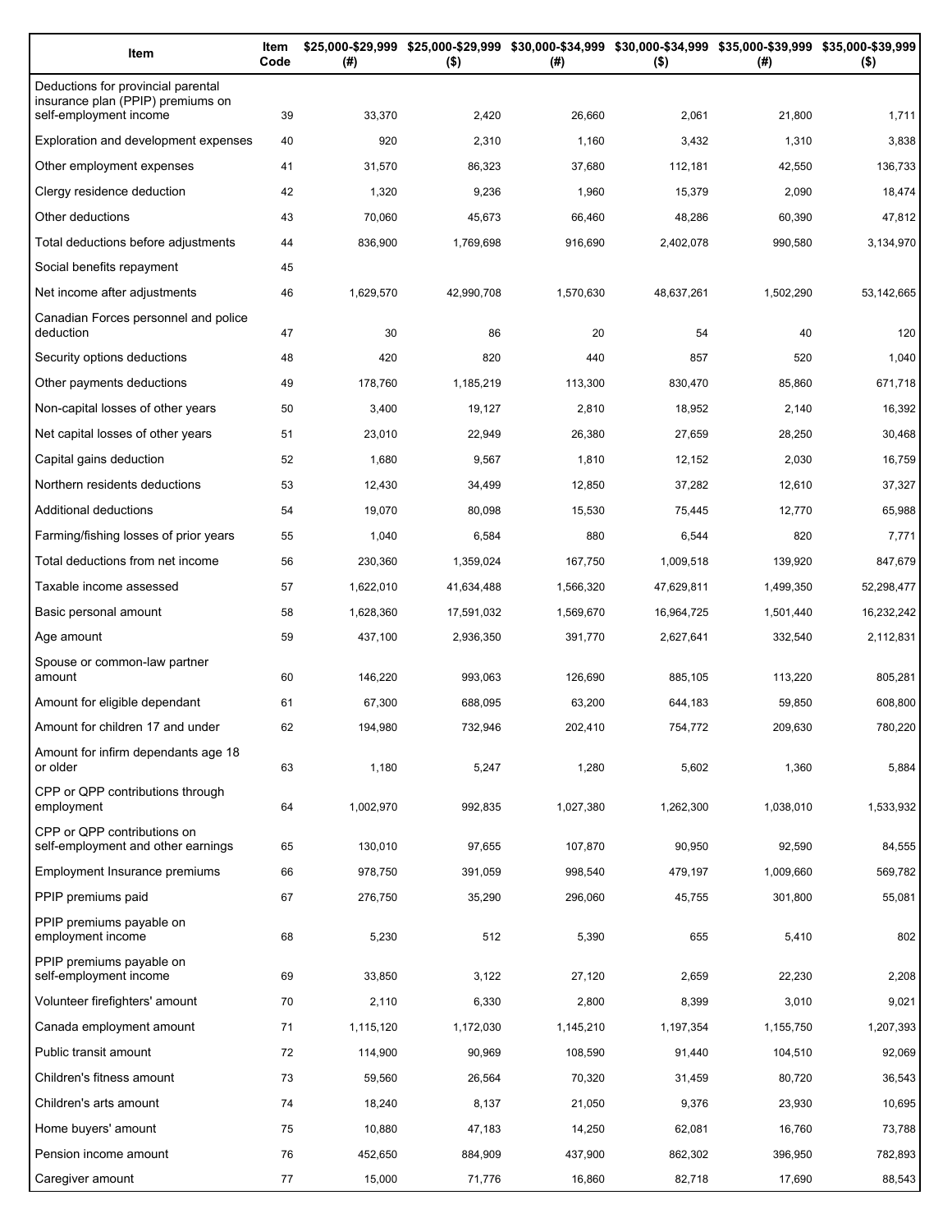| Item | Item Code | $25,000-$29,999 (#) | $25,000-$29,999 ($) | $30,000-$34,999 (#) | $30,000-$34,999 ($) | $35,000-$39,999 (#) | $35,000-$39,999 ($) |
|---|---|---|---|---|---|---|---|
| Deductions for provincial parental insurance plan (PPIP) premiums on self-employment income | 39 | 33,370 | 2,420 | 26,660 | 2,061 | 21,800 | 1,711 |
| Exploration and development expenses | 40 | 920 | 2,310 | 1,160 | 3,432 | 1,310 | 3,838 |
| Other employment expenses | 41 | 31,570 | 86,323 | 37,680 | 112,181 | 42,550 | 136,733 |
| Clergy residence deduction | 42 | 1,320 | 9,236 | 1,960 | 15,379 | 2,090 | 18,474 |
| Other deductions | 43 | 70,060 | 45,673 | 66,460 | 48,286 | 60,390 | 47,812 |
| Total deductions before adjustments | 44 | 836,900 | 1,769,698 | 916,690 | 2,402,078 | 990,580 | 3,134,970 |
| Social benefits repayment | 45 | | | | | | |
| Net income after adjustments | 46 | 1,629,570 | 42,990,708 | 1,570,630 | 48,637,261 | 1,502,290 | 53,142,665 |
| Canadian Forces personnel and police deduction | 47 | 30 | 86 | 20 | 54 | 40 | 120 |
| Security options deductions | 48 | 420 | 820 | 440 | 857 | 520 | 1,040 |
| Other payments deductions | 49 | 178,760 | 1,185,219 | 113,300 | 830,470 | 85,860 | 671,718 |
| Non-capital losses of other years | 50 | 3,400 | 19,127 | 2,810 | 18,952 | 2,140 | 16,392 |
| Net capital losses of other years | 51 | 23,010 | 22,949 | 26,380 | 27,659 | 28,250 | 30,468 |
| Capital gains deduction | 52 | 1,680 | 9,567 | 1,810 | 12,152 | 2,030 | 16,759 |
| Northern residents deductions | 53 | 12,430 | 34,499 | 12,850 | 37,282 | 12,610 | 37,327 |
| Additional deductions | 54 | 19,070 | 80,098 | 15,530 | 75,445 | 12,770 | 65,988 |
| Farming/fishing losses of prior years | 55 | 1,040 | 6,584 | 880 | 6,544 | 820 | 7,771 |
| Total deductions from net income | 56 | 230,360 | 1,359,024 | 167,750 | 1,009,518 | 139,920 | 847,679 |
| Taxable income assessed | 57 | 1,622,010 | 41,634,488 | 1,566,320 | 47,629,811 | 1,499,350 | 52,298,477 |
| Basic personal amount | 58 | 1,628,360 | 17,591,032 | 1,569,670 | 16,964,725 | 1,501,440 | 16,232,242 |
| Age amount | 59 | 437,100 | 2,936,350 | 391,770 | 2,627,641 | 332,540 | 2,112,831 |
| Spouse or common-law partner amount | 60 | 146,220 | 993,063 | 126,690 | 885,105 | 113,220 | 805,281 |
| Amount for eligible dependant | 61 | 67,300 | 688,095 | 63,200 | 644,183 | 59,850 | 608,800 |
| Amount for children 17 and under | 62 | 194,980 | 732,946 | 202,410 | 754,772 | 209,630 | 780,220 |
| Amount for infirm dependants age 18 or older | 63 | 1,180 | 5,247 | 1,280 | 5,602 | 1,360 | 5,884 |
| CPP or QPP contributions through employment | 64 | 1,002,970 | 992,835 | 1,027,380 | 1,262,300 | 1,038,010 | 1,533,932 |
| CPP or QPP contributions on self-employment and other earnings | 65 | 130,010 | 97,655 | 107,870 | 90,950 | 92,590 | 84,555 |
| Employment Insurance premiums | 66 | 978,750 | 391,059 | 998,540 | 479,197 | 1,009,660 | 569,782 |
| PPIP premiums paid | 67 | 276,750 | 35,290 | 296,060 | 45,755 | 301,800 | 55,081 |
| PPIP premiums payable on employment income | 68 | 5,230 | 512 | 5,390 | 655 | 5,410 | 802 |
| PPIP premiums payable on self-employment income | 69 | 33,850 | 3,122 | 27,120 | 2,659 | 22,230 | 2,208 |
| Volunteer firefighters' amount | 70 | 2,110 | 6,330 | 2,800 | 8,399 | 3,010 | 9,021 |
| Canada employment amount | 71 | 1,115,120 | 1,172,030 | 1,145,210 | 1,197,354 | 1,155,750 | 1,207,393 |
| Public transit amount | 72 | 114,900 | 90,969 | 108,590 | 91,440 | 104,510 | 92,069 |
| Children's fitness amount | 73 | 59,560 | 26,564 | 70,320 | 31,459 | 80,720 | 36,543 |
| Children's arts amount | 74 | 18,240 | 8,137 | 21,050 | 9,376 | 23,930 | 10,695 |
| Home buyers' amount | 75 | 10,880 | 47,183 | 14,250 | 62,081 | 16,760 | 73,788 |
| Pension income amount | 76 | 452,650 | 884,909 | 437,900 | 862,302 | 396,950 | 782,893 |
| Caregiver amount | 77 | 15,000 | 71,776 | 16,860 | 82,718 | 17,690 | 88,543 |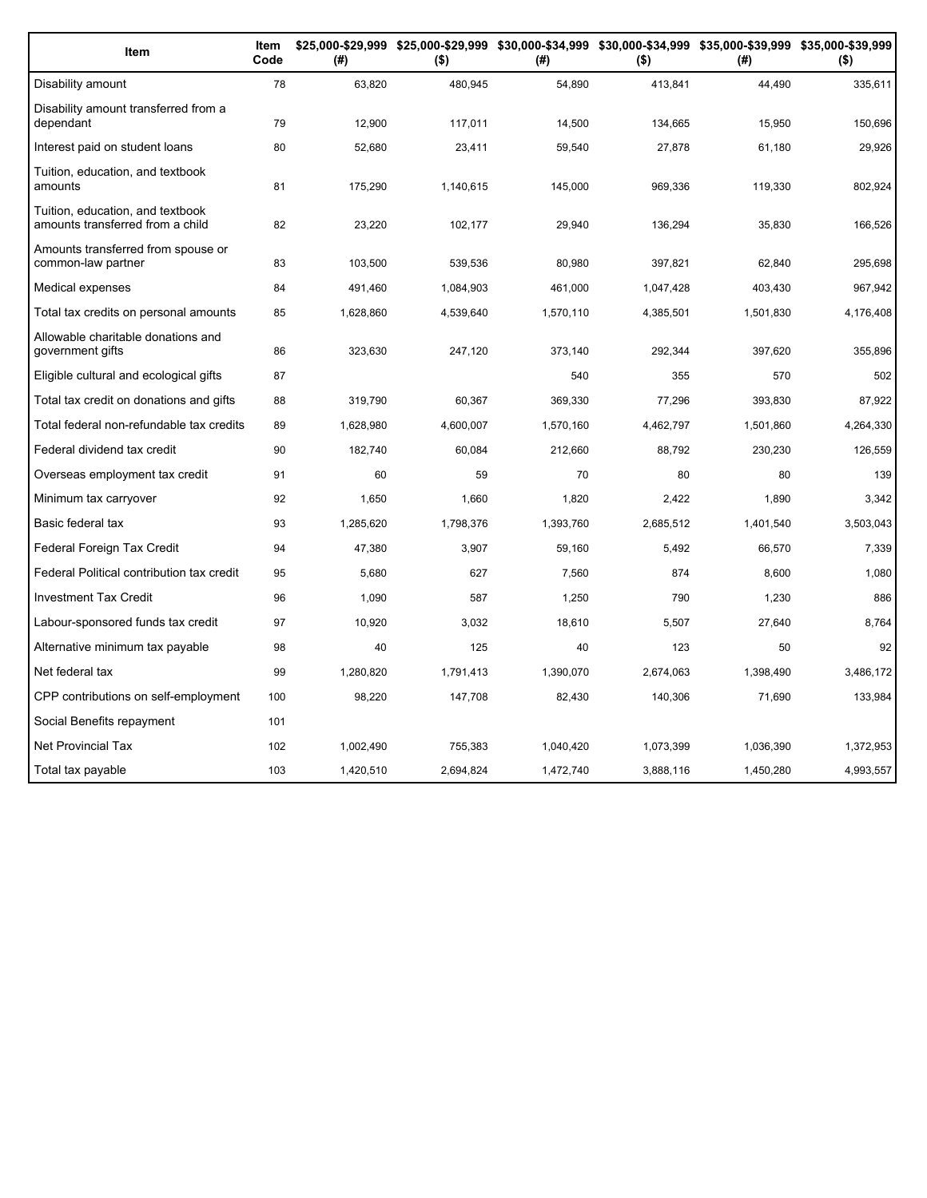| Item | Item Code | $25,000-$29,999 (#) | $25,000-$29,999 ($) | $30,000-$34,999 (#) | $30,000-$34,999 ($) | $35,000-$39,999 (#) | $35,000-$39,999 ($) |
|---|---|---|---|---|---|---|---|
| Disability amount | 78 | 63,820 | 480,945 | 54,890 | 413,841 | 44,490 | 335,611 |
| Disability amount transferred from a dependant | 79 | 12,900 | 117,011 | 14,500 | 134,665 | 15,950 | 150,696 |
| Interest paid on student loans | 80 | 52,680 | 23,411 | 59,540 | 27,878 | 61,180 | 29,926 |
| Tuition, education, and textbook amounts | 81 | 175,290 | 1,140,615 | 145,000 | 969,336 | 119,330 | 802,924 |
| Tuition, education, and textbook amounts transferred from a child | 82 | 23,220 | 102,177 | 29,940 | 136,294 | 35,830 | 166,526 |
| Amounts transferred from spouse or common-law partner | 83 | 103,500 | 539,536 | 80,980 | 397,821 | 62,840 | 295,698 |
| Medical expenses | 84 | 491,460 | 1,084,903 | 461,000 | 1,047,428 | 403,430 | 967,942 |
| Total tax credits on personal amounts | 85 | 1,628,860 | 4,539,640 | 1,570,110 | 4,385,501 | 1,501,830 | 4,176,408 |
| Allowable charitable donations and government gifts | 86 | 323,630 | 247,120 | 373,140 | 292,344 | 397,620 | 355,896 |
| Eligible cultural and ecological gifts | 87 | | | 540 | 355 | 570 | 502 |
| Total tax credit on donations and gifts | 88 | 319,790 | 60,367 | 369,330 | 77,296 | 393,830 | 87,922 |
| Total federal non-refundable tax credits | 89 | 1,628,980 | 4,600,007 | 1,570,160 | 4,462,797 | 1,501,860 | 4,264,330 |
| Federal dividend tax credit | 90 | 182,740 | 60,084 | 212,660 | 88,792 | 230,230 | 126,559 |
| Overseas employment tax credit | 91 | 60 | 59 | 70 | 80 | 80 | 139 |
| Minimum tax carryover | 92 | 1,650 | 1,660 | 1,820 | 2,422 | 1,890 | 3,342 |
| Basic federal tax | 93 | 1,285,620 | 1,798,376 | 1,393,760 | 2,685,512 | 1,401,540 | 3,503,043 |
| Federal Foreign Tax Credit | 94 | 47,380 | 3,907 | 59,160 | 5,492 | 66,570 | 7,339 |
| Federal Political contribution tax credit | 95 | 5,680 | 627 | 7,560 | 874 | 8,600 | 1,080 |
| Investment Tax Credit | 96 | 1,090 | 587 | 1,250 | 790 | 1,230 | 886 |
| Labour-sponsored funds tax credit | 97 | 10,920 | 3,032 | 18,610 | 5,507 | 27,640 | 8,764 |
| Alternative minimum tax payable | 98 | 40 | 125 | 40 | 123 | 50 | 92 |
| Net federal tax | 99 | 1,280,820 | 1,791,413 | 1,390,070 | 2,674,063 | 1,398,490 | 3,486,172 |
| CPP contributions on self-employment | 100 | 98,220 | 147,708 | 82,430 | 140,306 | 71,690 | 133,984 |
| Social Benefits repayment | 101 | | | | | | |
| Net Provincial Tax | 102 | 1,002,490 | 755,383 | 1,040,420 | 1,073,399 | 1,036,390 | 1,372,953 |
| Total tax payable | 103 | 1,420,510 | 2,694,824 | 1,472,740 | 3,888,116 | 1,450,280 | 4,993,557 |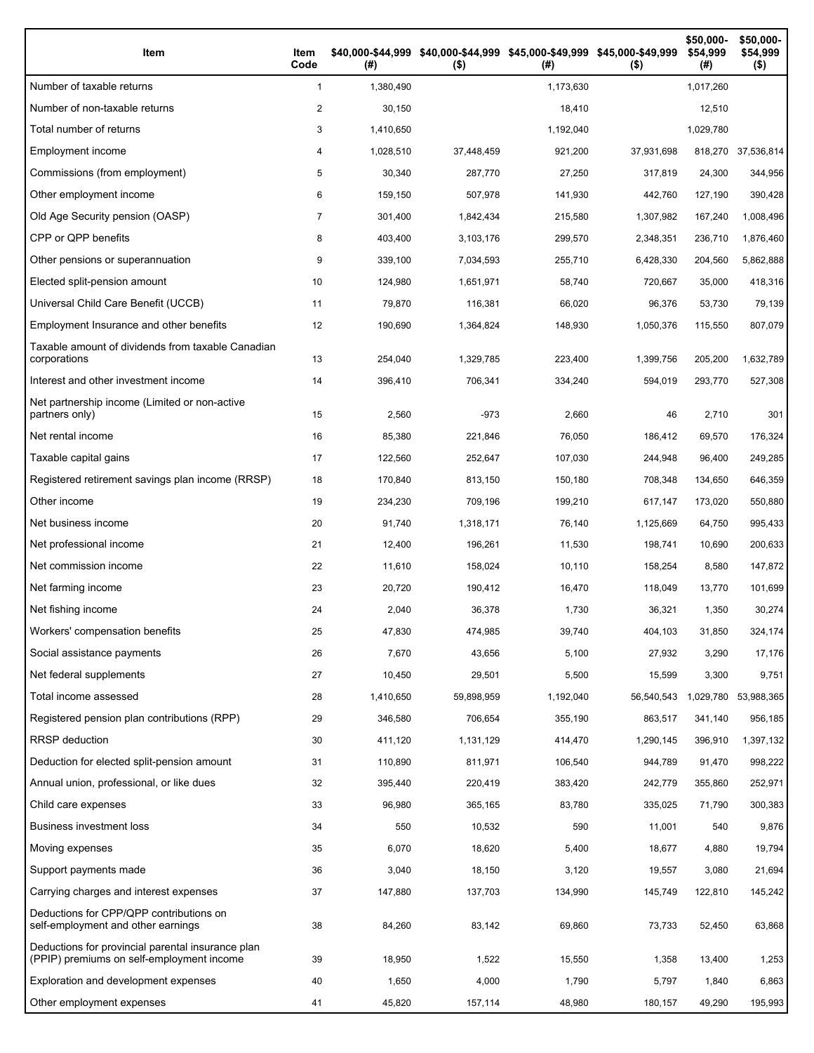| Item | Item Code | $40,000-$44,999 (#) | $40,000-$44,999 ($) | $45,000-$49,999 (#) | $45,000-$49,999 ($) | $50,000-$54,999 (#) | $50,000-$54,999 ($) |
|---|---|---|---|---|---|---|---|
| Number of taxable returns | 1 | 1,380,490 | | 1,173,630 | | 1,017,260 | |
| Number of non-taxable returns | 2 | 30,150 | | 18,410 | | 12,510 | |
| Total number of returns | 3 | 1,410,650 | | 1,192,040 | | 1,029,780 | |
| Employment income | 4 | 1,028,510 | 37,448,459 | 921,200 | 37,931,698 | 818,270 | 37,536,814 |
| Commissions (from employment) | 5 | 30,340 | 287,770 | 27,250 | 317,819 | 24,300 | 344,956 |
| Other employment income | 6 | 159,150 | 507,978 | 141,930 | 442,760 | 127,190 | 390,428 |
| Old Age Security pension (OASP) | 7 | 301,400 | 1,842,434 | 215,580 | 1,307,982 | 167,240 | 1,008,496 |
| CPP or QPP benefits | 8 | 403,400 | 3,103,176 | 299,570 | 2,348,351 | 236,710 | 1,876,460 |
| Other pensions or superannuation | 9 | 339,100 | 7,034,593 | 255,710 | 6,428,330 | 204,560 | 5,862,888 |
| Elected split-pension amount | 10 | 124,980 | 1,651,971 | 58,740 | 720,667 | 35,000 | 418,316 |
| Universal Child Care Benefit (UCCB) | 11 | 79,870 | 116,381 | 66,020 | 96,376 | 53,730 | 79,139 |
| Employment Insurance and other benefits | 12 | 190,690 | 1,364,824 | 148,930 | 1,050,376 | 115,550 | 807,079 |
| Taxable amount of dividends from taxable Canadian corporations | 13 | 254,040 | 1,329,785 | 223,400 | 1,399,756 | 205,200 | 1,632,789 |
| Interest and other investment income | 14 | 396,410 | 706,341 | 334,240 | 594,019 | 293,770 | 527,308 |
| Net partnership income (Limited or non-active partners only) | 15 | 2,560 | -973 | 2,660 | 46 | 2,710 | 301 |
| Net rental income | 16 | 85,380 | 221,846 | 76,050 | 186,412 | 69,570 | 176,324 |
| Taxable capital gains | 17 | 122,560 | 252,647 | 107,030 | 244,948 | 96,400 | 249,285 |
| Registered retirement savings plan income (RRSP) | 18 | 170,840 | 813,150 | 150,180 | 708,348 | 134,650 | 646,359 |
| Other income | 19 | 234,230 | 709,196 | 199,210 | 617,147 | 173,020 | 550,880 |
| Net business income | 20 | 91,740 | 1,318,171 | 76,140 | 1,125,669 | 64,750 | 995,433 |
| Net professional income | 21 | 12,400 | 196,261 | 11,530 | 198,741 | 10,690 | 200,633 |
| Net commission income | 22 | 11,610 | 158,024 | 10,110 | 158,254 | 8,580 | 147,872 |
| Net farming income | 23 | 20,720 | 190,412 | 16,470 | 118,049 | 13,770 | 101,699 |
| Net fishing income | 24 | 2,040 | 36,378 | 1,730 | 36,321 | 1,350 | 30,274 |
| Workers' compensation benefits | 25 | 47,830 | 474,985 | 39,740 | 404,103 | 31,850 | 324,174 |
| Social assistance payments | 26 | 7,670 | 43,656 | 5,100 | 27,932 | 3,290 | 17,176 |
| Net federal supplements | 27 | 10,450 | 29,501 | 5,500 | 15,599 | 3,300 | 9,751 |
| Total income assessed | 28 | 1,410,650 | 59,898,959 | 1,192,040 | 56,540,543 | 1,029,780 | 53,988,365 |
| Registered pension plan contributions (RPP) | 29 | 346,580 | 706,654 | 355,190 | 863,517 | 341,140 | 956,185 |
| RRSP deduction | 30 | 411,120 | 1,131,129 | 414,470 | 1,290,145 | 396,910 | 1,397,132 |
| Deduction for elected split-pension amount | 31 | 110,890 | 811,971 | 106,540 | 944,789 | 91,470 | 998,222 |
| Annual union, professional, or like dues | 32 | 395,440 | 220,419 | 383,420 | 242,779 | 355,860 | 252,971 |
| Child care expenses | 33 | 96,980 | 365,165 | 83,780 | 335,025 | 71,790 | 300,383 |
| Business investment loss | 34 | 550 | 10,532 | 590 | 11,001 | 540 | 9,876 |
| Moving expenses | 35 | 6,070 | 18,620 | 5,400 | 18,677 | 4,880 | 19,794 |
| Support payments made | 36 | 3,040 | 18,150 | 3,120 | 19,557 | 3,080 | 21,694 |
| Carrying charges and interest expenses | 37 | 147,880 | 137,703 | 134,990 | 145,749 | 122,810 | 145,242 |
| Deductions for CPP/QPP contributions on self-employment and other earnings | 38 | 84,260 | 83,142 | 69,860 | 73,733 | 52,450 | 63,868 |
| Deductions for provincial parental insurance plan (PPIP) premiums on self-employment income | 39 | 18,950 | 1,522 | 15,550 | 1,358 | 13,400 | 1,253 |
| Exploration and development expenses | 40 | 1,650 | 4,000 | 1,790 | 5,797 | 1,840 | 6,863 |
| Other employment expenses | 41 | 45,820 | 157,114 | 48,980 | 180,157 | 49,290 | 195,993 |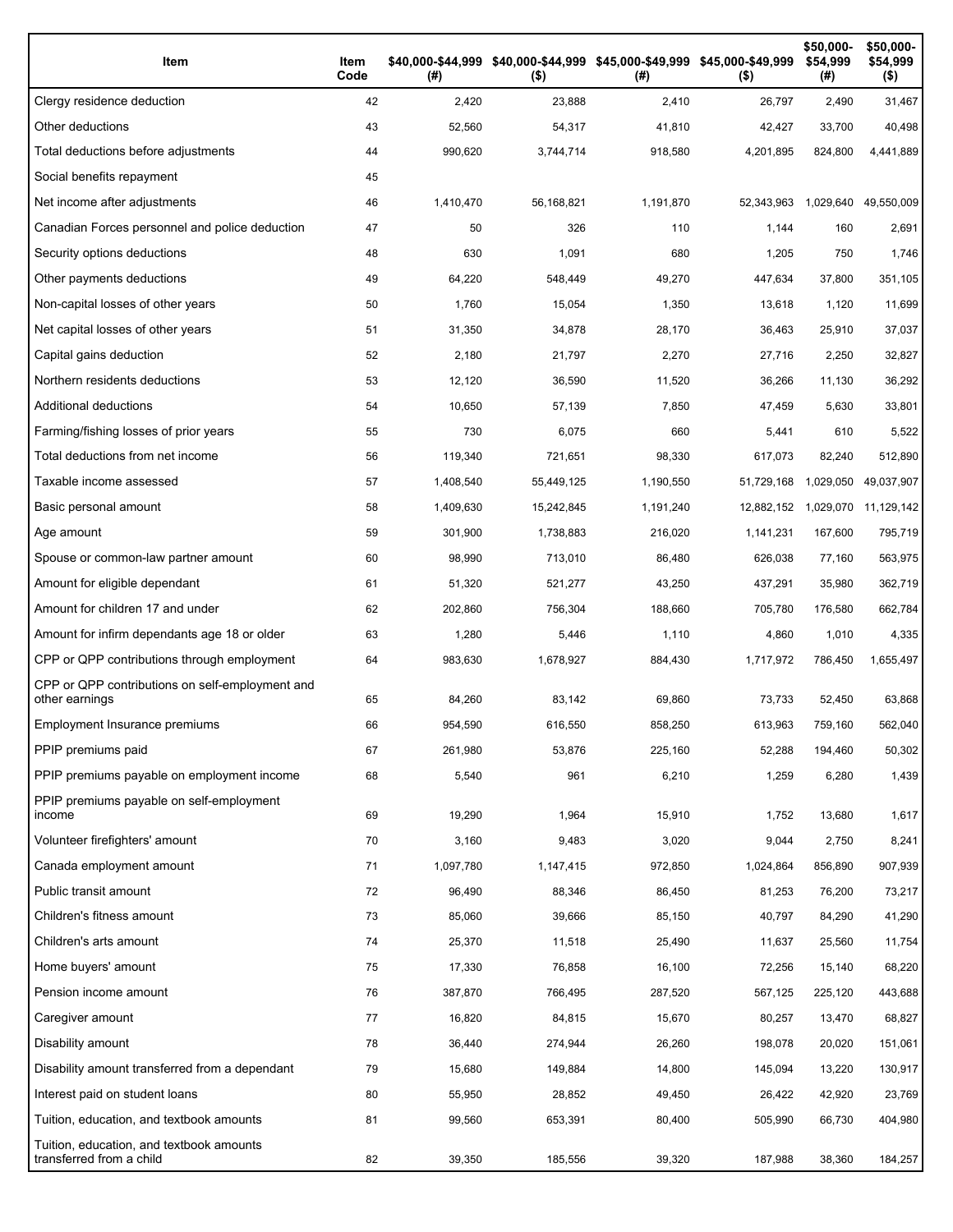| Item | Item Code | $40,000-$44,999 (#) | $40,000-$44,999 ($) | $45,000-$49,999 (#) | $45,000-$49,999 ($) | $50,000-$54,999 (#) | $50,000-$54,999 ($) |
|---|---|---|---|---|---|---|---|
| Clergy residence deduction | 42 | 2,420 | 23,888 | 2,410 | 26,797 | 2,490 | 31,467 |
| Other deductions | 43 | 52,560 | 54,317 | 41,810 | 42,427 | 33,700 | 40,498 |
| Total deductions before adjustments | 44 | 990,620 | 3,744,714 | 918,580 | 4,201,895 | 824,800 | 4,441,889 |
| Social benefits repayment | 45 | | | | | | |
| Net income after adjustments | 46 | 1,410,470 | 56,168,821 | 1,191,870 | 52,343,963 | 1,029,640 | 49,550,009 |
| Canadian Forces personnel and police deduction | 47 | 50 | 326 | 110 | 1,144 | 160 | 2,691 |
| Security options deductions | 48 | 630 | 1,091 | 680 | 1,205 | 750 | 1,746 |
| Other payments deductions | 49 | 64,220 | 548,449 | 49,270 | 447,634 | 37,800 | 351,105 |
| Non-capital losses of other years | 50 | 1,760 | 15,054 | 1,350 | 13,618 | 1,120 | 11,699 |
| Net capital losses of other years | 51 | 31,350 | 34,878 | 28,170 | 36,463 | 25,910 | 37,037 |
| Capital gains deduction | 52 | 2,180 | 21,797 | 2,270 | 27,716 | 2,250 | 32,827 |
| Northern residents deductions | 53 | 12,120 | 36,590 | 11,520 | 36,266 | 11,130 | 36,292 |
| Additional deductions | 54 | 10,650 | 57,139 | 7,850 | 47,459 | 5,630 | 33,801 |
| Farming/fishing losses of prior years | 55 | 730 | 6,075 | 660 | 5,441 | 610 | 5,522 |
| Total deductions from net income | 56 | 119,340 | 721,651 | 98,330 | 617,073 | 82,240 | 512,890 |
| Taxable income assessed | 57 | 1,408,540 | 55,449,125 | 1,190,550 | 51,729,168 | 1,029,050 | 49,037,907 |
| Basic personal amount | 58 | 1,409,630 | 15,242,845 | 1,191,240 | 12,882,152 | 1,029,070 | 11,129,142 |
| Age amount | 59 | 301,900 | 1,738,883 | 216,020 | 1,141,231 | 167,600 | 795,719 |
| Spouse or common-law partner amount | 60 | 98,990 | 713,010 | 86,480 | 626,038 | 77,160 | 563,975 |
| Amount for eligible dependant | 61 | 51,320 | 521,277 | 43,250 | 437,291 | 35,980 | 362,719 |
| Amount for children 17 and under | 62 | 202,860 | 756,304 | 188,660 | 705,780 | 176,580 | 662,784 |
| Amount for infirm dependants age 18 or older | 63 | 1,280 | 5,446 | 1,110 | 4,860 | 1,010 | 4,335 |
| CPP or QPP contributions through employment | 64 | 983,630 | 1,678,927 | 884,430 | 1,717,972 | 786,450 | 1,655,497 |
| CPP or QPP contributions on self-employment and other earnings | 65 | 84,260 | 83,142 | 69,860 | 73,733 | 52,450 | 63,868 |
| Employment Insurance premiums | 66 | 954,590 | 616,550 | 858,250 | 613,963 | 759,160 | 562,040 |
| PPIP premiums paid | 67 | 261,980 | 53,876 | 225,160 | 52,288 | 194,460 | 50,302 |
| PPIP premiums payable on employment income | 68 | 5,540 | 961 | 6,210 | 1,259 | 6,280 | 1,439 |
| PPIP premiums payable on self-employment income | 69 | 19,290 | 1,964 | 15,910 | 1,752 | 13,680 | 1,617 |
| Volunteer firefighters' amount | 70 | 3,160 | 9,483 | 3,020 | 9,044 | 2,750 | 8,241 |
| Canada employment amount | 71 | 1,097,780 | 1,147,415 | 972,850 | 1,024,864 | 856,890 | 907,939 |
| Public transit amount | 72 | 96,490 | 88,346 | 86,450 | 81,253 | 76,200 | 73,217 |
| Children's fitness amount | 73 | 85,060 | 39,666 | 85,150 | 40,797 | 84,290 | 41,290 |
| Children's arts amount | 74 | 25,370 | 11,518 | 25,490 | 11,637 | 25,560 | 11,754 |
| Home buyers' amount | 75 | 17,330 | 76,858 | 16,100 | 72,256 | 15,140 | 68,220 |
| Pension income amount | 76 | 387,870 | 766,495 | 287,520 | 567,125 | 225,120 | 443,688 |
| Caregiver amount | 77 | 16,820 | 84,815 | 15,670 | 80,257 | 13,470 | 68,827 |
| Disability amount | 78 | 36,440 | 274,944 | 26,260 | 198,078 | 20,020 | 151,061 |
| Disability amount transferred from a dependant | 79 | 15,680 | 149,884 | 14,800 | 145,094 | 13,220 | 130,917 |
| Interest paid on student loans | 80 | 55,950 | 28,852 | 49,450 | 26,422 | 42,920 | 23,769 |
| Tuition, education, and textbook amounts | 81 | 99,560 | 653,391 | 80,400 | 505,990 | 66,730 | 404,980 |
| Tuition, education, and textbook amounts transferred from a child | 82 | 39,350 | 185,556 | 39,320 | 187,988 | 38,360 | 184,257 |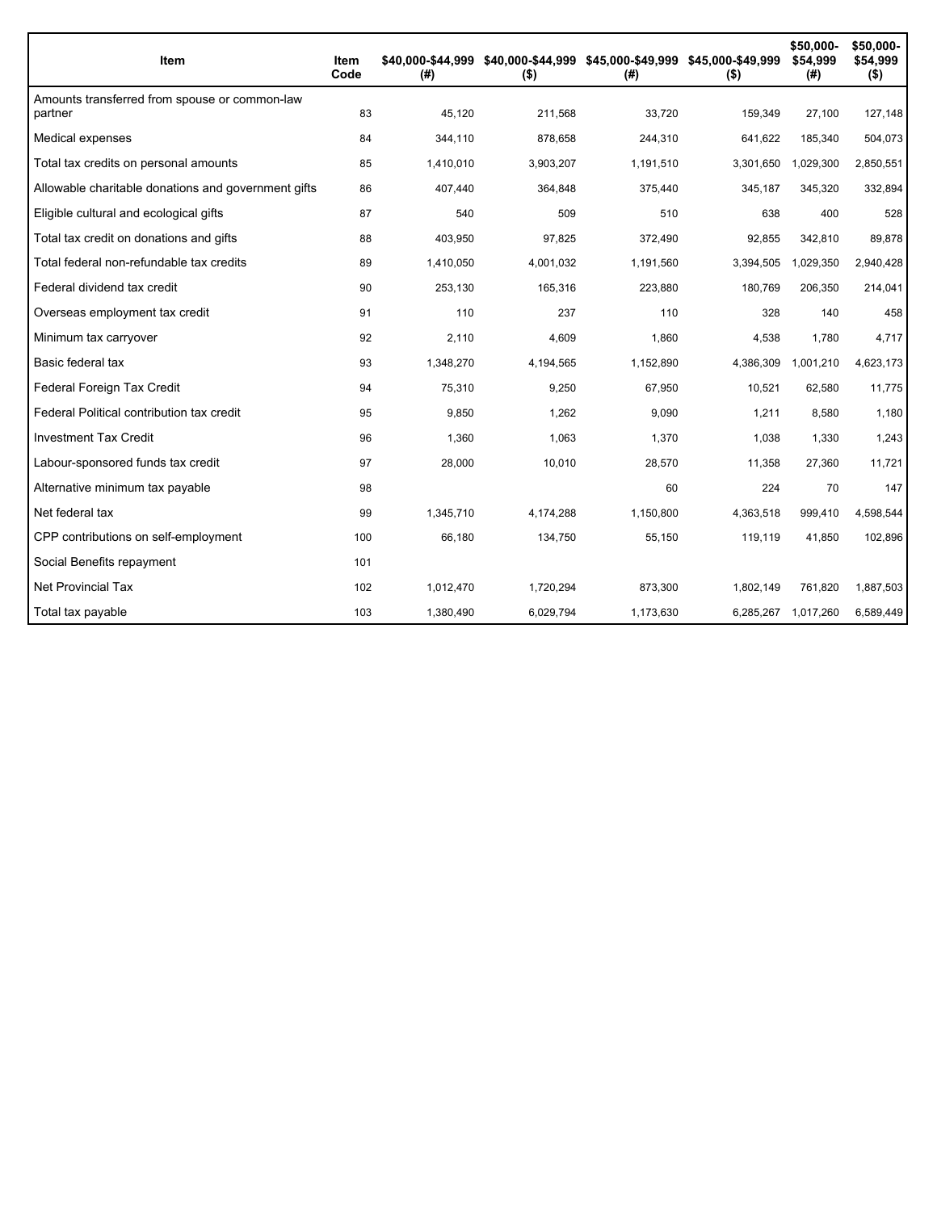| Item | Item Code | $40,000-$44,999 (#) | $40,000-$44,999 ($) | $45,000-$49,999 (#) | $45,000-$49,999 ($) | $50,000-$54,999 (#) | $50,000-$54,999 ($) |
|---|---|---|---|---|---|---|---|
| Amounts transferred from spouse or common-law partner | 83 | 45,120 | 211,568 | 33,720 | 159,349 | 27,100 | 127,148 |
| Medical expenses | 84 | 344,110 | 878,658 | 244,310 | 641,622 | 185,340 | 504,073 |
| Total tax credits on personal amounts | 85 | 1,410,010 | 3,903,207 | 1,191,510 | 3,301,650 | 1,029,300 | 2,850,551 |
| Allowable charitable donations and government gifts | 86 | 407,440 | 364,848 | 375,440 | 345,187 | 345,320 | 332,894 |
| Eligible cultural and ecological gifts | 87 | 540 | 509 | 510 | 638 | 400 | 528 |
| Total tax credit on donations and gifts | 88 | 403,950 | 97,825 | 372,490 | 92,855 | 342,810 | 89,878 |
| Total federal non-refundable tax credits | 89 | 1,410,050 | 4,001,032 | 1,191,560 | 3,394,505 | 1,029,350 | 2,940,428 |
| Federal dividend tax credit | 90 | 253,130 | 165,316 | 223,880 | 180,769 | 206,350 | 214,041 |
| Overseas employment tax credit | 91 | 110 | 237 | 110 | 328 | 140 | 458 |
| Minimum tax carryover | 92 | 2,110 | 4,609 | 1,860 | 4,538 | 1,780 | 4,717 |
| Basic federal tax | 93 | 1,348,270 | 4,194,565 | 1,152,890 | 4,386,309 | 1,001,210 | 4,623,173 |
| Federal Foreign Tax Credit | 94 | 75,310 | 9,250 | 67,950 | 10,521 | 62,580 | 11,775 |
| Federal Political contribution tax credit | 95 | 9,850 | 1,262 | 9,090 | 1,211 | 8,580 | 1,180 |
| Investment Tax Credit | 96 | 1,360 | 1,063 | 1,370 | 1,038 | 1,330 | 1,243 |
| Labour-sponsored funds tax credit | 97 | 28,000 | 10,010 | 28,570 | 11,358 | 27,360 | 11,721 |
| Alternative minimum tax payable | 98 | | | 60 | 224 | 70 | 147 |
| Net federal tax | 99 | 1,345,710 | 4,174,288 | 1,150,800 | 4,363,518 | 999,410 | 4,598,544 |
| CPP contributions on self-employment | 100 | 66,180 | 134,750 | 55,150 | 119,119 | 41,850 | 102,896 |
| Social Benefits repayment | 101 | | | | | | |
| Net Provincial Tax | 102 | 1,012,470 | 1,720,294 | 873,300 | 1,802,149 | 761,820 | 1,887,503 |
| Total tax payable | 103 | 1,380,490 | 6,029,794 | 1,173,630 | 6,285,267 | 1,017,260 | 6,589,449 |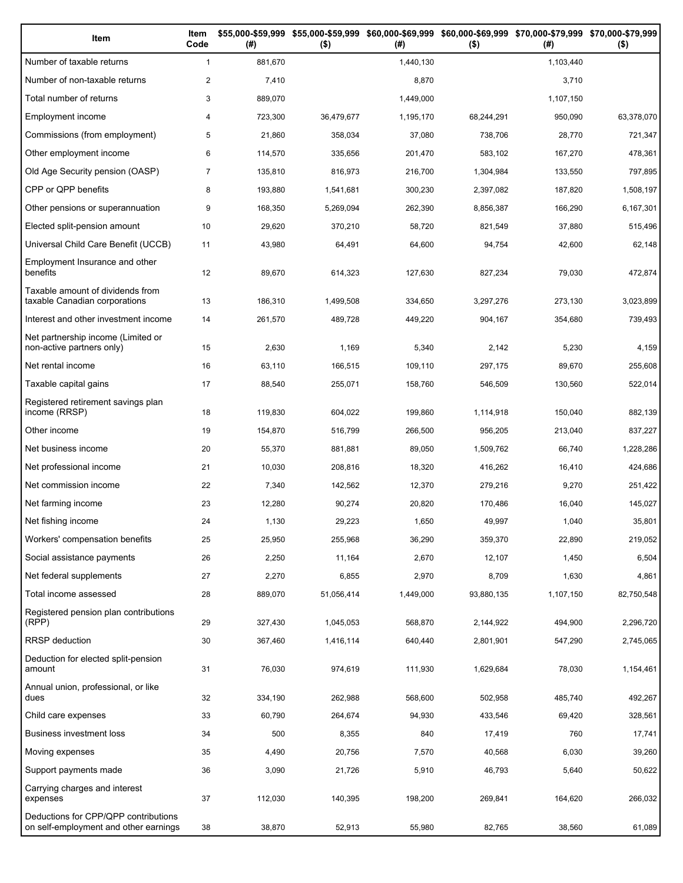| Item | Item Code | $55,000-$59,999 (#) | $55,000-$59,999 ($) | $60,000-$69,999 (#) | $60,000-$69,999 ($) | $70,000-$79,999 (#) | $70,000-$79,999 ($) |
|---|---|---|---|---|---|---|---|
| Number of taxable returns | 1 | 881,670 | | 1,440,130 | | 1,103,440 | |
| Number of non-taxable returns | 2 | 7,410 | | 8,870 | | 3,710 | |
| Total number of returns | 3 | 889,070 | | 1,449,000 | | 1,107,150 | |
| Employment income | 4 | 723,300 | 36,479,677 | 1,195,170 | 68,244,291 | 950,090 | 63,378,070 |
| Commissions (from employment) | 5 | 21,860 | 358,034 | 37,080 | 738,706 | 28,770 | 721,347 |
| Other employment income | 6 | 114,570 | 335,656 | 201,470 | 583,102 | 167,270 | 478,361 |
| Old Age Security pension (OASP) | 7 | 135,810 | 816,973 | 216,700 | 1,304,984 | 133,550 | 797,895 |
| CPP or QPP benefits | 8 | 193,880 | 1,541,681 | 300,230 | 2,397,082 | 187,820 | 1,508,197 |
| Other pensions or superannuation | 9 | 168,350 | 5,269,094 | 262,390 | 8,856,387 | 166,290 | 6,167,301 |
| Elected split-pension amount | 10 | 29,620 | 370,210 | 58,720 | 821,549 | 37,880 | 515,496 |
| Universal Child Care Benefit (UCCB) | 11 | 43,980 | 64,491 | 64,600 | 94,754 | 42,600 | 62,148 |
| Employment Insurance and other benefits | 12 | 89,670 | 614,323 | 127,630 | 827,234 | 79,030 | 472,874 |
| Taxable amount of dividends from taxable Canadian corporations | 13 | 186,310 | 1,499,508 | 334,650 | 3,297,276 | 273,130 | 3,023,899 |
| Interest and other investment income | 14 | 261,570 | 489,728 | 449,220 | 904,167 | 354,680 | 739,493 |
| Net partnership income (Limited or non-active partners only) | 15 | 2,630 | 1,169 | 5,340 | 2,142 | 5,230 | 4,159 |
| Net rental income | 16 | 63,110 | 166,515 | 109,110 | 297,175 | 89,670 | 255,608 |
| Taxable capital gains | 17 | 88,540 | 255,071 | 158,760 | 546,509 | 130,560 | 522,014 |
| Registered retirement savings plan income (RRSP) | 18 | 119,830 | 604,022 | 199,860 | 1,114,918 | 150,040 | 882,139 |
| Other income | 19 | 154,870 | 516,799 | 266,500 | 956,205 | 213,040 | 837,227 |
| Net business income | 20 | 55,370 | 881,881 | 89,050 | 1,509,762 | 66,740 | 1,228,286 |
| Net professional income | 21 | 10,030 | 208,816 | 18,320 | 416,262 | 16,410 | 424,686 |
| Net commission income | 22 | 7,340 | 142,562 | 12,370 | 279,216 | 9,270 | 251,422 |
| Net farming income | 23 | 12,280 | 90,274 | 20,820 | 170,486 | 16,040 | 145,027 |
| Net fishing income | 24 | 1,130 | 29,223 | 1,650 | 49,997 | 1,040 | 35,801 |
| Workers' compensation benefits | 25 | 25,950 | 255,968 | 36,290 | 359,370 | 22,890 | 219,052 |
| Social assistance payments | 26 | 2,250 | 11,164 | 2,670 | 12,107 | 1,450 | 6,504 |
| Net federal supplements | 27 | 2,270 | 6,855 | 2,970 | 8,709 | 1,630 | 4,861 |
| Total income assessed | 28 | 889,070 | 51,056,414 | 1,449,000 | 93,880,135 | 1,107,150 | 82,750,548 |
| Registered pension plan contributions (RPP) | 29 | 327,430 | 1,045,053 | 568,870 | 2,144,922 | 494,900 | 2,296,720 |
| RRSP deduction | 30 | 367,460 | 1,416,114 | 640,440 | 2,801,901 | 547,290 | 2,745,065 |
| Deduction for elected split-pension amount | 31 | 76,030 | 974,619 | 111,930 | 1,629,684 | 78,030 | 1,154,461 |
| Annual union, professional, or like dues | 32 | 334,190 | 262,988 | 568,600 | 502,958 | 485,740 | 492,267 |
| Child care expenses | 33 | 60,790 | 264,674 | 94,930 | 433,546 | 69,420 | 328,561 |
| Business investment loss | 34 | 500 | 8,355 | 840 | 17,419 | 760 | 17,741 |
| Moving expenses | 35 | 4,490 | 20,756 | 7,570 | 40,568 | 6,030 | 39,260 |
| Support payments made | 36 | 3,090 | 21,726 | 5,910 | 46,793 | 5,640 | 50,622 |
| Carrying charges and interest expenses | 37 | 112,030 | 140,395 | 198,200 | 269,841 | 164,620 | 266,032 |
| Deductions for CPP/QPP contributions on self-employment and other earnings | 38 | 38,870 | 52,913 | 55,980 | 82,765 | 38,560 | 61,089 |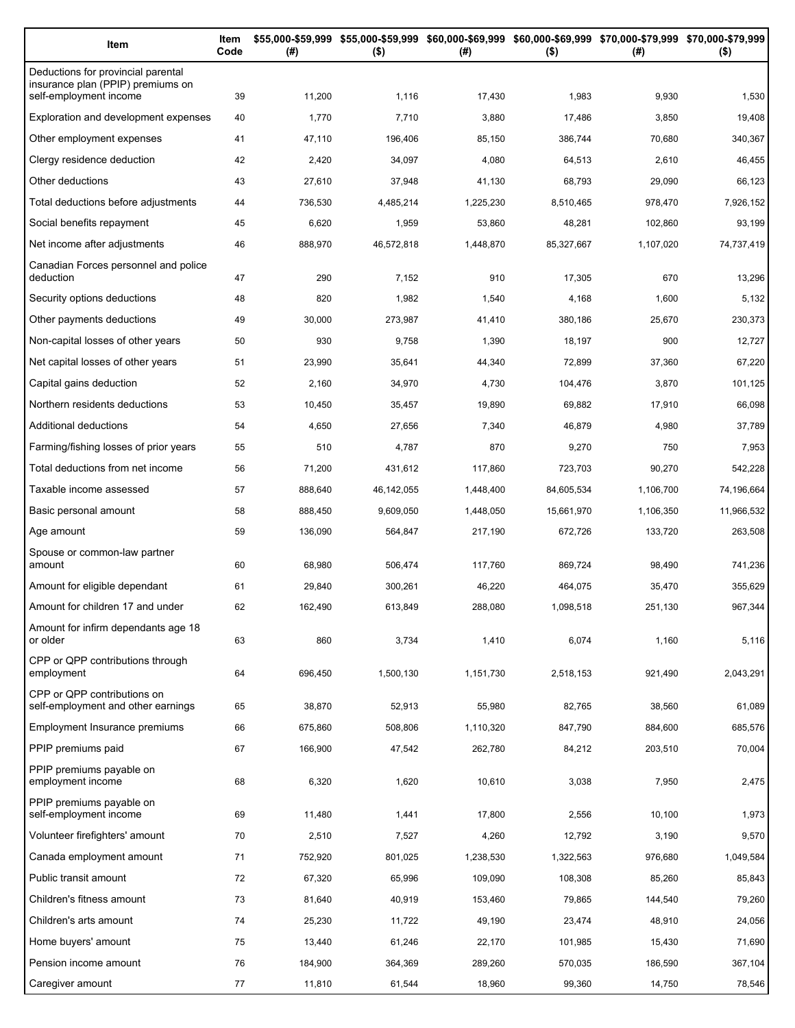| Item | Item Code | $55,000-$59,999 (#) | $55,000-$59,999 ($) | $60,000-$69,999 (#) | $60,000-$69,999 ($) | $70,000-$79,999 (#) | $70,000-$79,999 ($) |
|---|---|---|---|---|---|---|---|
| Deductions for provincial parental insurance plan (PPIP) premiums on self-employment income | 39 | 11,200 | 1,116 | 17,430 | 1,983 | 9,930 | 1,530 |
| Exploration and development expenses | 40 | 1,770 | 7,710 | 3,880 | 17,486 | 3,850 | 19,408 |
| Other employment expenses | 41 | 47,110 | 196,406 | 85,150 | 386,744 | 70,680 | 340,367 |
| Clergy residence deduction | 42 | 2,420 | 34,097 | 4,080 | 64,513 | 2,610 | 46,455 |
| Other deductions | 43 | 27,610 | 37,948 | 41,130 | 68,793 | 29,090 | 66,123 |
| Total deductions before adjustments | 44 | 736,530 | 4,485,214 | 1,225,230 | 8,510,465 | 978,470 | 7,926,152 |
| Social benefits repayment | 45 | 6,620 | 1,959 | 53,860 | 48,281 | 102,860 | 93,199 |
| Net income after adjustments | 46 | 888,970 | 46,572,818 | 1,448,870 | 85,327,667 | 1,107,020 | 74,737,419 |
| Canadian Forces personnel and police deduction | 47 | 290 | 7,152 | 910 | 17,305 | 670 | 13,296 |
| Security options deductions | 48 | 820 | 1,982 | 1,540 | 4,168 | 1,600 | 5,132 |
| Other payments deductions | 49 | 30,000 | 273,987 | 41,410 | 380,186 | 25,670 | 230,373 |
| Non-capital losses of other years | 50 | 930 | 9,758 | 1,390 | 18,197 | 900 | 12,727 |
| Net capital losses of other years | 51 | 23,990 | 35,641 | 44,340 | 72,899 | 37,360 | 67,220 |
| Capital gains deduction | 52 | 2,160 | 34,970 | 4,730 | 104,476 | 3,870 | 101,125 |
| Northern residents deductions | 53 | 10,450 | 35,457 | 19,890 | 69,882 | 17,910 | 66,098 |
| Additional deductions | 54 | 4,650 | 27,656 | 7,340 | 46,879 | 4,980 | 37,789 |
| Farming/fishing losses of prior years | 55 | 510 | 4,787 | 870 | 9,270 | 750 | 7,953 |
| Total deductions from net income | 56 | 71,200 | 431,612 | 117,860 | 723,703 | 90,270 | 542,228 |
| Taxable income assessed | 57 | 888,640 | 46,142,055 | 1,448,400 | 84,605,534 | 1,106,700 | 74,196,664 |
| Basic personal amount | 58 | 888,450 | 9,609,050 | 1,448,050 | 15,661,970 | 1,106,350 | 11,966,532 |
| Age amount | 59 | 136,090 | 564,847 | 217,190 | 672,726 | 133,720 | 263,508 |
| Spouse or common-law partner amount | 60 | 68,980 | 506,474 | 117,760 | 869,724 | 98,490 | 741,236 |
| Amount for eligible dependant | 61 | 29,840 | 300,261 | 46,220 | 464,075 | 35,470 | 355,629 |
| Amount for children 17 and under | 62 | 162,490 | 613,849 | 288,080 | 1,098,518 | 251,130 | 967,344 |
| Amount for infirm dependants age 18 or older | 63 | 860 | 3,734 | 1,410 | 6,074 | 1,160 | 5,116 |
| CPP or QPP contributions through employment | 64 | 696,450 | 1,500,130 | 1,151,730 | 2,518,153 | 921,490 | 2,043,291 |
| CPP or QPP contributions on self-employment and other earnings | 65 | 38,870 | 52,913 | 55,980 | 82,765 | 38,560 | 61,089 |
| Employment Insurance premiums | 66 | 675,860 | 508,806 | 1,110,320 | 847,790 | 884,600 | 685,576 |
| PPIP premiums paid | 67 | 166,900 | 47,542 | 262,780 | 84,212 | 203,510 | 70,004 |
| PPIP premiums payable on employment income | 68 | 6,320 | 1,620 | 10,610 | 3,038 | 7,950 | 2,475 |
| PPIP premiums payable on self-employment income | 69 | 11,480 | 1,441 | 17,800 | 2,556 | 10,100 | 1,973 |
| Volunteer firefighters' amount | 70 | 2,510 | 7,527 | 4,260 | 12,792 | 3,190 | 9,570 |
| Canada employment amount | 71 | 752,920 | 801,025 | 1,238,530 | 1,322,563 | 976,680 | 1,049,584 |
| Public transit amount | 72 | 67,320 | 65,996 | 109,090 | 108,308 | 85,260 | 85,843 |
| Children's fitness amount | 73 | 81,640 | 40,919 | 153,460 | 79,865 | 144,540 | 79,260 |
| Children's arts amount | 74 | 25,230 | 11,722 | 49,190 | 23,474 | 48,910 | 24,056 |
| Home buyers' amount | 75 | 13,440 | 61,246 | 22,170 | 101,985 | 15,430 | 71,690 |
| Pension income amount | 76 | 184,900 | 364,369 | 289,260 | 570,035 | 186,590 | 367,104 |
| Caregiver amount | 77 | 11,810 | 61,544 | 18,960 | 99,360 | 14,750 | 78,546 |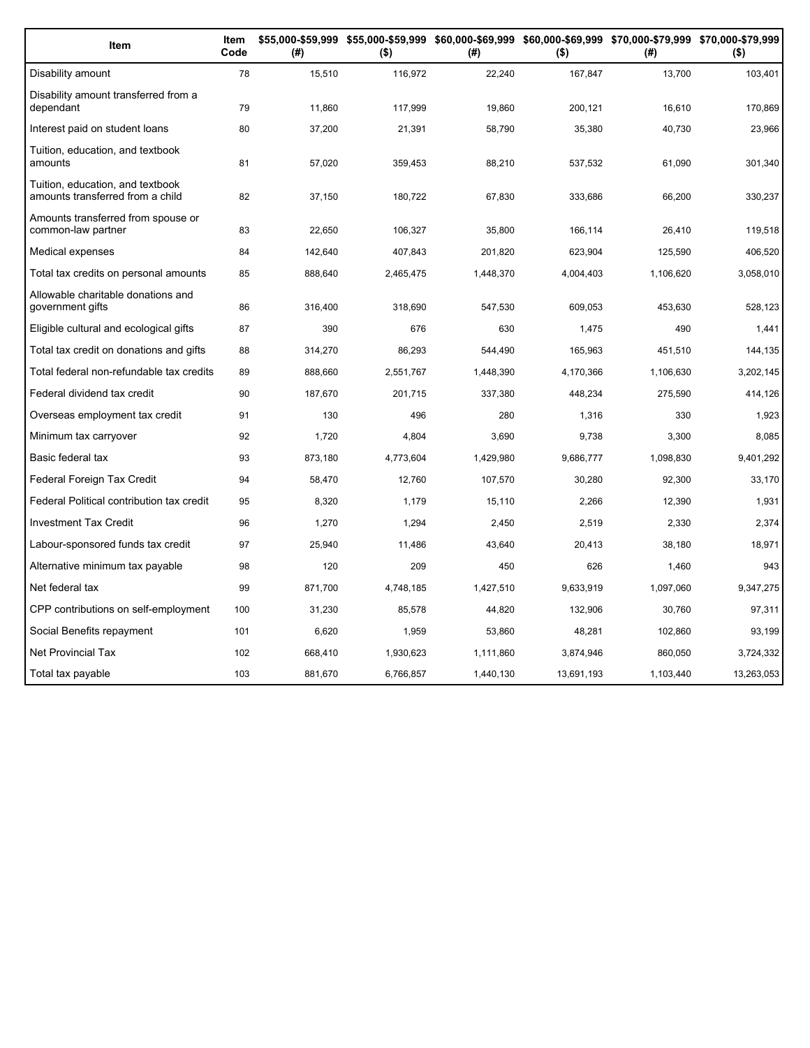| Item | Item Code | \$55,000-\$59,999 (#) | \$55,000-\$59,999 (\$) | \$60,000-\$69,999 (#) | \$60,000-\$69,999 (\$) | \$70,000-\$79,999 (#) | \$70,000-\$79,999 (\$) |
|---|---|---|---|---|---|---|---|
| Disability amount | 78 | 15,510 | 116,972 | 22,240 | 167,847 | 13,700 | 103,401 |
| Disability amount transferred from a dependant | 79 | 11,860 | 117,999 | 19,860 | 200,121 | 16,610 | 170,869 |
| Interest paid on student loans | 80 | 37,200 | 21,391 | 58,790 | 35,380 | 40,730 | 23,966 |
| Tuition, education, and textbook amounts | 81 | 57,020 | 359,453 | 88,210 | 537,532 | 61,090 | 301,340 |
| Tuition, education, and textbook amounts transferred from a child | 82 | 37,150 | 180,722 | 67,830 | 333,686 | 66,200 | 330,237 |
| Amounts transferred from spouse or common-law partner | 83 | 22,650 | 106,327 | 35,800 | 166,114 | 26,410 | 119,518 |
| Medical expenses | 84 | 142,640 | 407,843 | 201,820 | 623,904 | 125,590 | 406,520 |
| Total tax credits on personal amounts | 85 | 888,640 | 2,465,475 | 1,448,370 | 4,004,403 | 1,106,620 | 3,058,010 |
| Allowable charitable donations and government gifts | 86 | 316,400 | 318,690 | 547,530 | 609,053 | 453,630 | 528,123 |
| Eligible cultural and ecological gifts | 87 | 390 | 676 | 630 | 1,475 | 490 | 1,441 |
| Total tax credit on donations and gifts | 88 | 314,270 | 86,293 | 544,490 | 165,963 | 451,510 | 144,135 |
| Total federal non-refundable tax credits | 89 | 888,660 | 2,551,767 | 1,448,390 | 4,170,366 | 1,106,630 | 3,202,145 |
| Federal dividend tax credit | 90 | 187,670 | 201,715 | 337,380 | 448,234 | 275,590 | 414,126 |
| Overseas employment tax credit | 91 | 130 | 496 | 280 | 1,316 | 330 | 1,923 |
| Minimum tax carryover | 92 | 1,720 | 4,804 | 3,690 | 9,738 | 3,300 | 8,085 |
| Basic federal tax | 93 | 873,180 | 4,773,604 | 1,429,980 | 9,686,777 | 1,098,830 | 9,401,292 |
| Federal Foreign Tax Credit | 94 | 58,470 | 12,760 | 107,570 | 30,280 | 92,300 | 33,170 |
| Federal Political contribution tax credit | 95 | 8,320 | 1,179 | 15,110 | 2,266 | 12,390 | 1,931 |
| Investment Tax Credit | 96 | 1,270 | 1,294 | 2,450 | 2,519 | 2,330 | 2,374 |
| Labour-sponsored funds tax credit | 97 | 25,940 | 11,486 | 43,640 | 20,413 | 38,180 | 18,971 |
| Alternative minimum tax payable | 98 | 120 | 209 | 450 | 626 | 1,460 | 943 |
| Net federal tax | 99 | 871,700 | 4,748,185 | 1,427,510 | 9,633,919 | 1,097,060 | 9,347,275 |
| CPP contributions on self-employment | 100 | 31,230 | 85,578 | 44,820 | 132,906 | 30,760 | 97,311 |
| Social Benefits repayment | 101 | 6,620 | 1,959 | 53,860 | 48,281 | 102,860 | 93,199 |
| Net Provincial Tax | 102 | 668,410 | 1,930,623 | 1,111,860 | 3,874,946 | 860,050 | 3,724,332 |
| Total tax payable | 103 | 881,670 | 6,766,857 | 1,440,130 | 13,691,193 | 1,103,440 | 13,263,053 |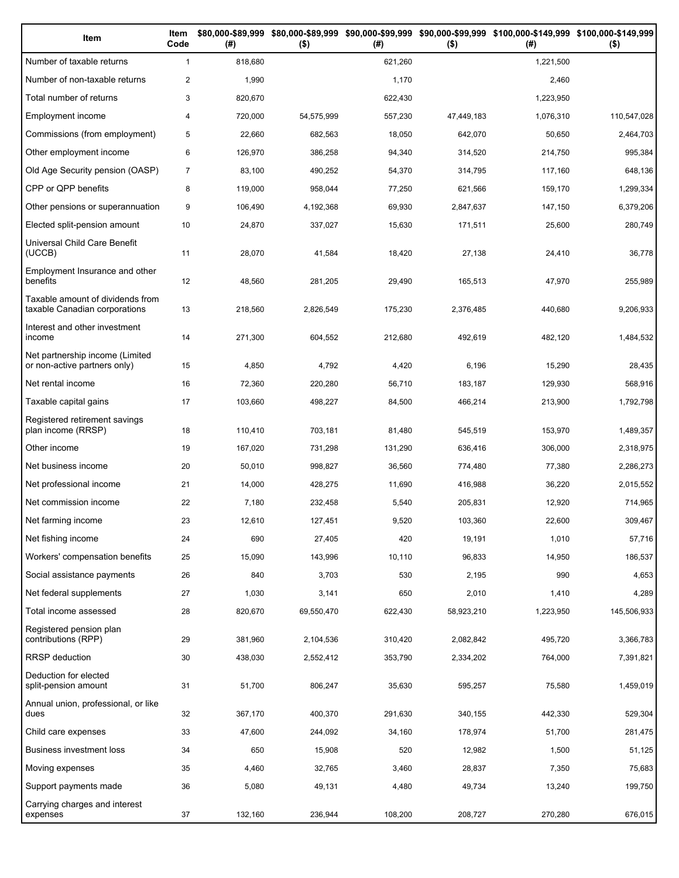| Item | Item Code | $80,000-$89,999 (#) | $80,000-$89,999 ($) | $90,000-$99,999 (#) | $90,000-$99,999 ($) | $100,000-$149,999 (#) | $100,000-$149,999 ($) |
|---|---|---|---|---|---|---|---|
| Number of taxable returns | 1 | 818,680 | | 621,260 | | 1,221,500 | |
| Number of non-taxable returns | 2 | 1,990 | | 1,170 | | 2,460 | |
| Total number of returns | 3 | 820,670 | | 622,430 | | 1,223,950 | |
| Employment income | 4 | 720,000 | 54,575,999 | 557,230 | 47,449,183 | 1,076,310 | 110,547,028 |
| Commissions (from employment) | 5 | 22,660 | 682,563 | 18,050 | 642,070 | 50,650 | 2,464,703 |
| Other employment income | 6 | 126,970 | 386,258 | 94,340 | 314,520 | 214,750 | 995,384 |
| Old Age Security pension (OASP) | 7 | 83,100 | 490,252 | 54,370 | 314,795 | 117,160 | 648,136 |
| CPP or QPP benefits | 8 | 119,000 | 958,044 | 77,250 | 621,566 | 159,170 | 1,299,334 |
| Other pensions or superannuation | 9 | 106,490 | 4,192,368 | 69,930 | 2,847,637 | 147,150 | 6,379,206 |
| Elected split-pension amount | 10 | 24,870 | 337,027 | 15,630 | 171,511 | 25,600 | 280,749 |
| Universal Child Care Benefit (UCCB) | 11 | 28,070 | 41,584 | 18,420 | 27,138 | 24,410 | 36,778 |
| Employment Insurance and other benefits | 12 | 48,560 | 281,205 | 29,490 | 165,513 | 47,970 | 255,989 |
| Taxable amount of dividends from taxable Canadian corporations | 13 | 218,560 | 2,826,549 | 175,230 | 2,376,485 | 440,680 | 9,206,933 |
| Interest and other investment income | 14 | 271,300 | 604,552 | 212,680 | 492,619 | 482,120 | 1,484,532 |
| Net partnership income (Limited or non-active partners only) | 15 | 4,850 | 4,792 | 4,420 | 6,196 | 15,290 | 28,435 |
| Net rental income | 16 | 72,360 | 220,280 | 56,710 | 183,187 | 129,930 | 568,916 |
| Taxable capital gains | 17 | 103,660 | 498,227 | 84,500 | 466,214 | 213,900 | 1,792,798 |
| Registered retirement savings plan income (RRSP) | 18 | 110,410 | 703,181 | 81,480 | 545,519 | 153,970 | 1,489,357 |
| Other income | 19 | 167,020 | 731,298 | 131,290 | 636,416 | 306,000 | 2,318,975 |
| Net business income | 20 | 50,010 | 998,827 | 36,560 | 774,480 | 77,380 | 2,286,273 |
| Net professional income | 21 | 14,000 | 428,275 | 11,690 | 416,988 | 36,220 | 2,015,552 |
| Net commission income | 22 | 7,180 | 232,458 | 5,540 | 205,831 | 12,920 | 714,965 |
| Net farming income | 23 | 12,610 | 127,451 | 9,520 | 103,360 | 22,600 | 309,467 |
| Net fishing income | 24 | 690 | 27,405 | 420 | 19,191 | 1,010 | 57,716 |
| Workers' compensation benefits | 25 | 15,090 | 143,996 | 10,110 | 96,833 | 14,950 | 186,537 |
| Social assistance payments | 26 | 840 | 3,703 | 530 | 2,195 | 990 | 4,653 |
| Net federal supplements | 27 | 1,030 | 3,141 | 650 | 2,010 | 1,410 | 4,289 |
| Total income assessed | 28 | 820,670 | 69,550,470 | 622,430 | 58,923,210 | 1,223,950 | 145,506,933 |
| Registered pension plan contributions (RPP) | 29 | 381,960 | 2,104,536 | 310,420 | 2,082,842 | 495,720 | 3,366,783 |
| RRSP deduction | 30 | 438,030 | 2,552,412 | 353,790 | 2,334,202 | 764,000 | 7,391,821 |
| Deduction for elected split-pension amount | 31 | 51,700 | 806,247 | 35,630 | 595,257 | 75,580 | 1,459,019 |
| Annual union, professional, or like dues | 32 | 367,170 | 400,370 | 291,630 | 340,155 | 442,330 | 529,304 |
| Child care expenses | 33 | 47,600 | 244,092 | 34,160 | 178,974 | 51,700 | 281,475 |
| Business investment loss | 34 | 650 | 15,908 | 520 | 12,982 | 1,500 | 51,125 |
| Moving expenses | 35 | 4,460 | 32,765 | 3,460 | 28,837 | 7,350 | 75,683 |
| Support payments made | 36 | 5,080 | 49,131 | 4,480 | 49,734 | 13,240 | 199,750 |
| Carrying charges and interest expenses | 37 | 132,160 | 236,944 | 108,200 | 208,727 | 270,280 | 676,015 |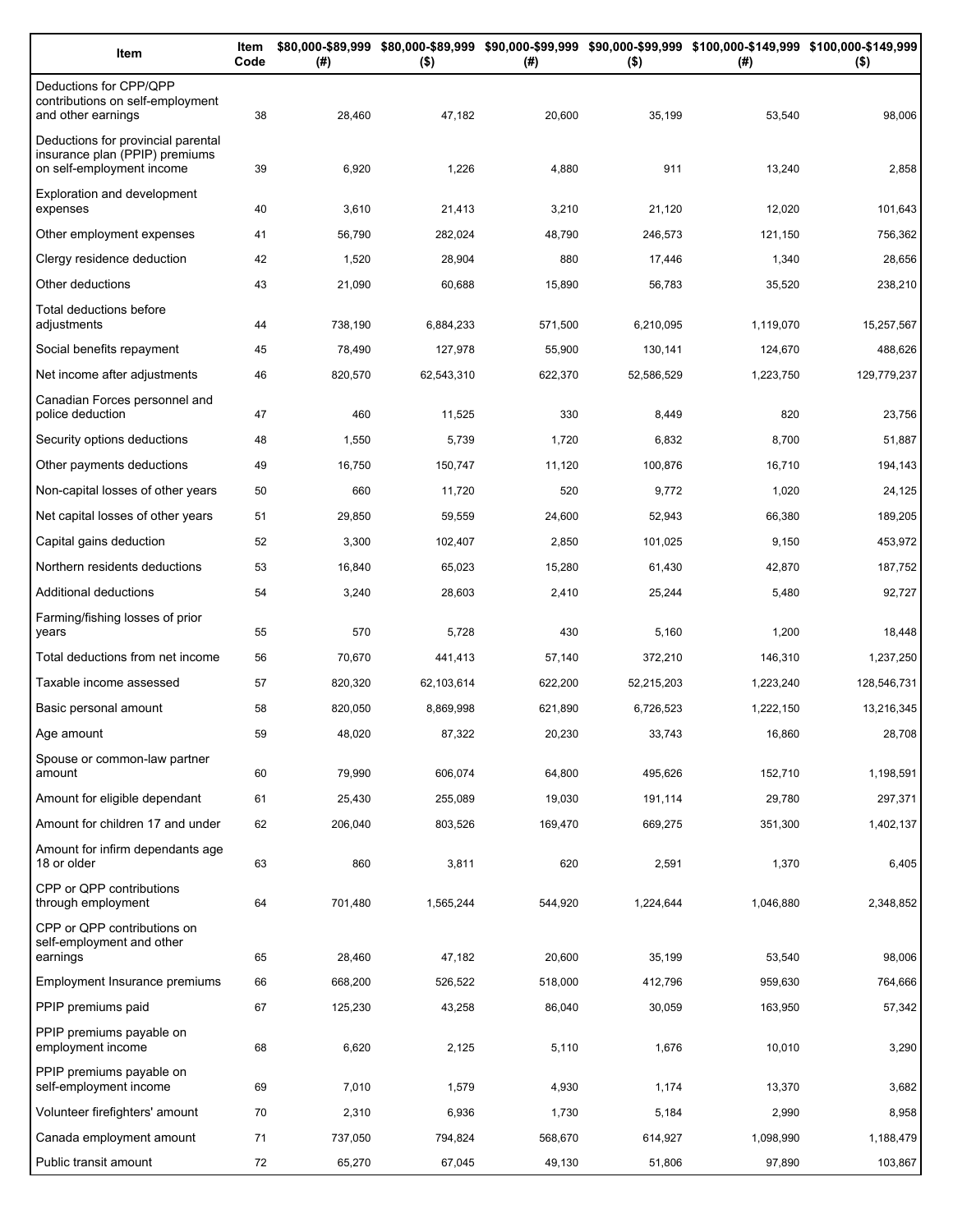| Item | Item Code | $80,000-$89,999 (#) | $80,000-$89,999 ($) | $90,000-$99,999 (#) | $90,000-$99,999 ($) | $100,000-$149,999 (#) | $100,000-$149,999 ($) |
|---|---|---|---|---|---|---|---|
| Deductions for CPP/QPP contributions on self-employment and other earnings | 38 | 28,460 | 47,182 | 20,600 | 35,199 | 53,540 | 98,006 |
| Deductions for provincial parental insurance plan (PPIP) premiums on self-employment income | 39 | 6,920 | 1,226 | 4,880 | 911 | 13,240 | 2,858 |
| Exploration and development expenses | 40 | 3,610 | 21,413 | 3,210 | 21,120 | 12,020 | 101,643 |
| Other employment expenses | 41 | 56,790 | 282,024 | 48,790 | 246,573 | 121,150 | 756,362 |
| Clergy residence deduction | 42 | 1,520 | 28,904 | 880 | 17,446 | 1,340 | 28,656 |
| Other deductions | 43 | 21,090 | 60,688 | 15,890 | 56,783 | 35,520 | 238,210 |
| Total deductions before adjustments | 44 | 738,190 | 6,884,233 | 571,500 | 6,210,095 | 1,119,070 | 15,257,567 |
| Social benefits repayment | 45 | 78,490 | 127,978 | 55,900 | 130,141 | 124,670 | 488,626 |
| Net income after adjustments | 46 | 820,570 | 62,543,310 | 622,370 | 52,586,529 | 1,223,750 | 129,779,237 |
| Canadian Forces personnel and police deduction | 47 | 460 | 11,525 | 330 | 8,449 | 820 | 23,756 |
| Security options deductions | 48 | 1,550 | 5,739 | 1,720 | 6,832 | 8,700 | 51,887 |
| Other payments deductions | 49 | 16,750 | 150,747 | 11,120 | 100,876 | 16,710 | 194,143 |
| Non-capital losses of other years | 50 | 660 | 11,720 | 520 | 9,772 | 1,020 | 24,125 |
| Net capital losses of other years | 51 | 29,850 | 59,559 | 24,600 | 52,943 | 66,380 | 189,205 |
| Capital gains deduction | 52 | 3,300 | 102,407 | 2,850 | 101,025 | 9,150 | 453,972 |
| Northern residents deductions | 53 | 16,840 | 65,023 | 15,280 | 61,430 | 42,870 | 187,752 |
| Additional deductions | 54 | 3,240 | 28,603 | 2,410 | 25,244 | 5,480 | 92,727 |
| Farming/fishing losses of prior years | 55 | 570 | 5,728 | 430 | 5,160 | 1,200 | 18,448 |
| Total deductions from net income | 56 | 70,670 | 441,413 | 57,140 | 372,210 | 146,310 | 1,237,250 |
| Taxable income assessed | 57 | 820,320 | 62,103,614 | 622,200 | 52,215,203 | 1,223,240 | 128,546,731 |
| Basic personal amount | 58 | 820,050 | 8,869,998 | 621,890 | 6,726,523 | 1,222,150 | 13,216,345 |
| Age amount | 59 | 48,020 | 87,322 | 20,230 | 33,743 | 16,860 | 28,708 |
| Spouse or common-law partner amount | 60 | 79,990 | 606,074 | 64,800 | 495,626 | 152,710 | 1,198,591 |
| Amount for eligible dependant | 61 | 25,430 | 255,089 | 19,030 | 191,114 | 29,780 | 297,371 |
| Amount for children 17 and under | 62 | 206,040 | 803,526 | 169,470 | 669,275 | 351,300 | 1,402,137 |
| Amount for infirm dependants age 18 or older | 63 | 860 | 3,811 | 620 | 2,591 | 1,370 | 6,405 |
| CPP or QPP contributions through employment | 64 | 701,480 | 1,565,244 | 544,920 | 1,224,644 | 1,046,880 | 2,348,852 |
| CPP or QPP contributions on self-employment and other earnings | 65 | 28,460 | 47,182 | 20,600 | 35,199 | 53,540 | 98,006 |
| Employment Insurance premiums | 66 | 668,200 | 526,522 | 518,000 | 412,796 | 959,630 | 764,666 |
| PPIP premiums paid | 67 | 125,230 | 43,258 | 86,040 | 30,059 | 163,950 | 57,342 |
| PPIP premiums payable on employment income | 68 | 6,620 | 2,125 | 5,110 | 1,676 | 10,010 | 3,290 |
| PPIP premiums payable on self-employment income | 69 | 7,010 | 1,579 | 4,930 | 1,174 | 13,370 | 3,682 |
| Volunteer firefighters' amount | 70 | 2,310 | 6,936 | 1,730 | 5,184 | 2,990 | 8,958 |
| Canada employment amount | 71 | 737,050 | 794,824 | 568,670 | 614,927 | 1,098,990 | 1,188,479 |
| Public transit amount | 72 | 65,270 | 67,045 | 49,130 | 51,806 | 97,890 | 103,867 |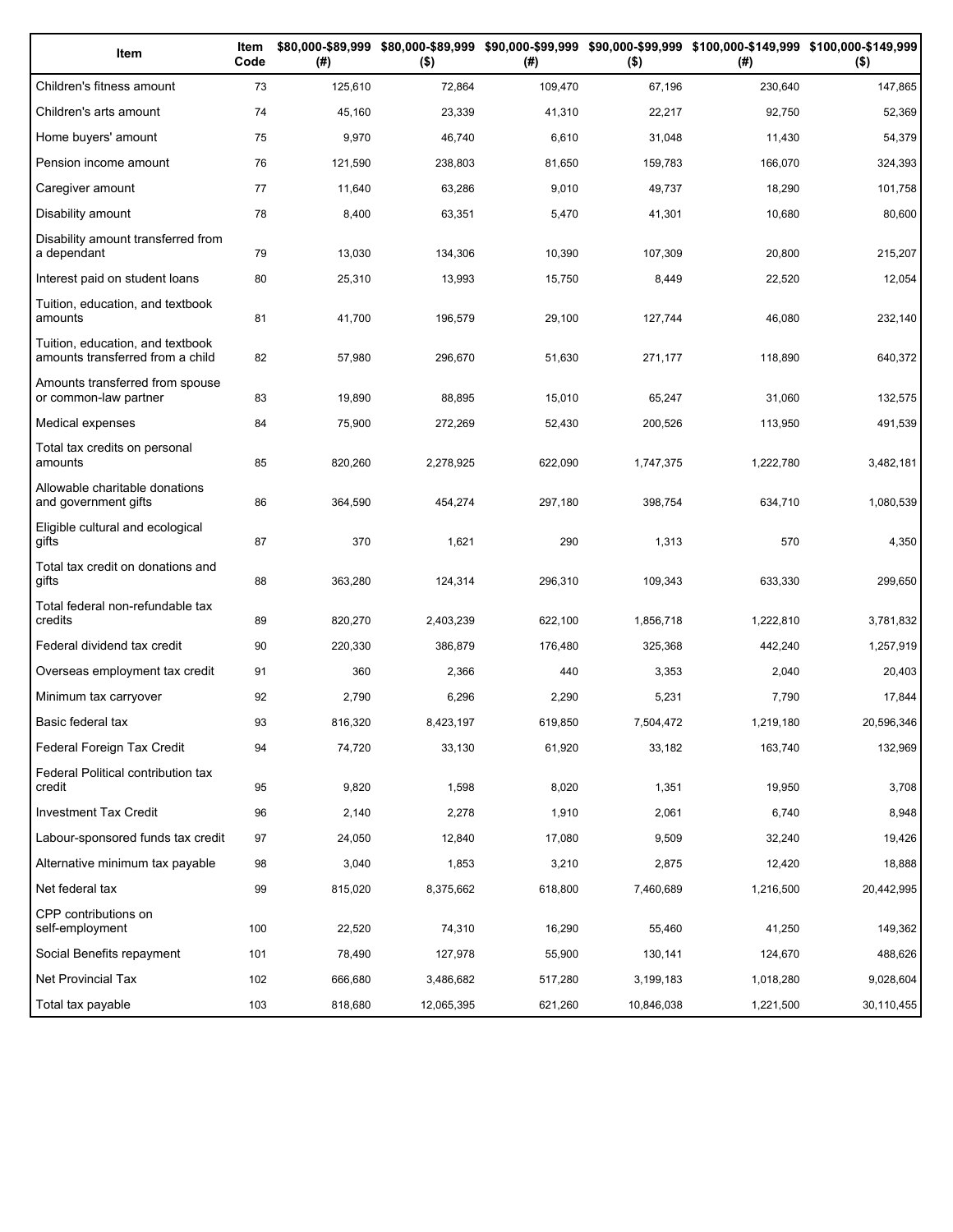| Item | Item Code | $80,000-$89,999 (#) | $80,000-$89,999 ($) | $90,000-$99,999 (#) | $90,000-$99,999 ($) | $100,000-$149,999 (#) | $100,000-$149,999 ($) |
|---|---|---|---|---|---|---|---|
| Children's fitness amount | 73 | 125,610 | 72,864 | 109,470 | 67,196 | 230,640 | 147,865 |
| Children's arts amount | 74 | 45,160 | 23,339 | 41,310 | 22,217 | 92,750 | 52,369 |
| Home buyers' amount | 75 | 9,970 | 46,740 | 6,610 | 31,048 | 11,430 | 54,379 |
| Pension income amount | 76 | 121,590 | 238,803 | 81,650 | 159,783 | 166,070 | 324,393 |
| Caregiver amount | 77 | 11,640 | 63,286 | 9,010 | 49,737 | 18,290 | 101,758 |
| Disability amount | 78 | 8,400 | 63,351 | 5,470 | 41,301 | 10,680 | 80,600 |
| Disability amount transferred from a dependant | 79 | 13,030 | 134,306 | 10,390 | 107,309 | 20,800 | 215,207 |
| Interest paid on student loans | 80 | 25,310 | 13,993 | 15,750 | 8,449 | 22,520 | 12,054 |
| Tuition, education, and textbook amounts | 81 | 41,700 | 196,579 | 29,100 | 127,744 | 46,080 | 232,140 |
| Tuition, education, and textbook amounts transferred from a child | 82 | 57,980 | 296,670 | 51,630 | 271,177 | 118,890 | 640,372 |
| Amounts transferred from spouse or common-law partner | 83 | 19,890 | 88,895 | 15,010 | 65,247 | 31,060 | 132,575 |
| Medical expenses | 84 | 75,900 | 272,269 | 52,430 | 200,526 | 113,950 | 491,539 |
| Total tax credits on personal amounts | 85 | 820,260 | 2,278,925 | 622,090 | 1,747,375 | 1,222,780 | 3,482,181 |
| Allowable charitable donations and government gifts | 86 | 364,590 | 454,274 | 297,180 | 398,754 | 634,710 | 1,080,539 |
| Eligible cultural and ecological gifts | 87 | 370 | 1,621 | 290 | 1,313 | 570 | 4,350 |
| Total tax credit on donations and gifts | 88 | 363,280 | 124,314 | 296,310 | 109,343 | 633,330 | 299,650 |
| Total federal non-refundable tax credits | 89 | 820,270 | 2,403,239 | 622,100 | 1,856,718 | 1,222,810 | 3,781,832 |
| Federal dividend tax credit | 90 | 220,330 | 386,879 | 176,480 | 325,368 | 442,240 | 1,257,919 |
| Overseas employment tax credit | 91 | 360 | 2,366 | 440 | 3,353 | 2,040 | 20,403 |
| Minimum tax carryover | 92 | 2,790 | 6,296 | 2,290 | 5,231 | 7,790 | 17,844 |
| Basic federal tax | 93 | 816,320 | 8,423,197 | 619,850 | 7,504,472 | 1,219,180 | 20,596,346 |
| Federal Foreign Tax Credit | 94 | 74,720 | 33,130 | 61,920 | 33,182 | 163,740 | 132,969 |
| Federal Political contribution tax credit | 95 | 9,820 | 1,598 | 8,020 | 1,351 | 19,950 | 3,708 |
| Investment Tax Credit | 96 | 2,140 | 2,278 | 1,910 | 2,061 | 6,740 | 8,948 |
| Labour-sponsored funds tax credit | 97 | 24,050 | 12,840 | 17,080 | 9,509 | 32,240 | 19,426 |
| Alternative minimum tax payable | 98 | 3,040 | 1,853 | 3,210 | 2,875 | 12,420 | 18,888 |
| Net federal tax | 99 | 815,020 | 8,375,662 | 618,800 | 7,460,689 | 1,216,500 | 20,442,995 |
| CPP contributions on self-employment | 100 | 22,520 | 74,310 | 16,290 | 55,460 | 41,250 | 149,362 |
| Social Benefits repayment | 101 | 78,490 | 127,978 | 55,900 | 130,141 | 124,670 | 488,626 |
| Net Provincial Tax | 102 | 666,680 | 3,486,682 | 517,280 | 3,199,183 | 1,018,280 | 9,028,604 |
| Total tax payable | 103 | 818,680 | 12,065,395 | 621,260 | 10,846,038 | 1,221,500 | 30,110,455 |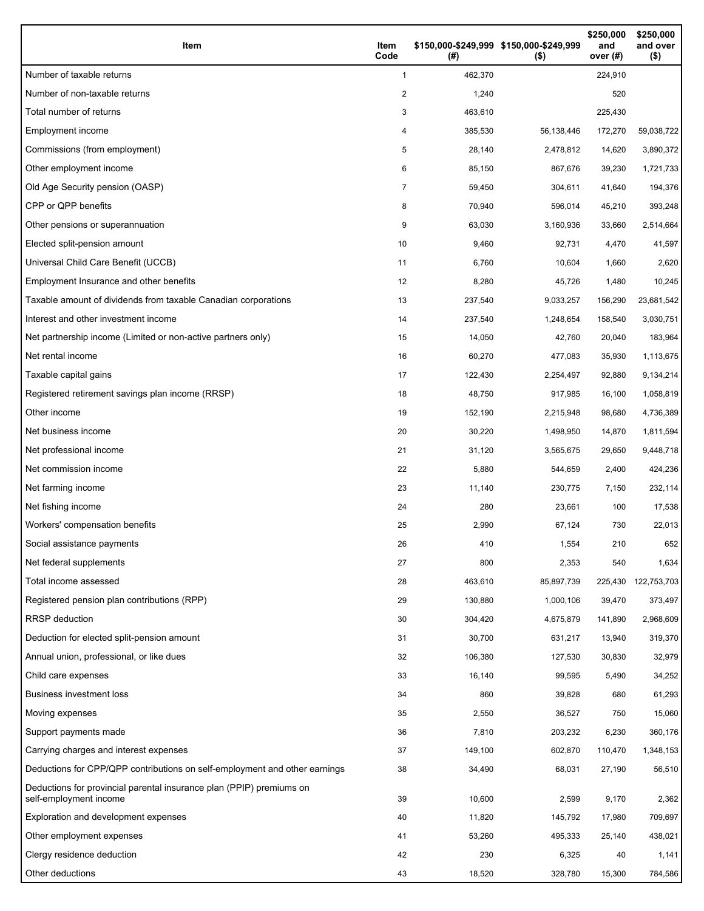| Item | Item Code | $150,000-$249,999 (#) | $150,000-$249,999 ($) | $250,000 and over (#) | $250,000 and over ($) |
|---|---|---|---|---|---|
| Number of taxable returns | 1 | 462,370 | | 224,910 | |
| Number of non-taxable returns | 2 | 1,240 | | 520 | |
| Total number of returns | 3 | 463,610 | | 225,430 | |
| Employment income | 4 | 385,530 | 56,138,446 | 172,270 | 59,038,722 |
| Commissions (from employment) | 5 | 28,140 | 2,478,812 | 14,620 | 3,890,372 |
| Other employment income | 6 | 85,150 | 867,676 | 39,230 | 1,721,733 |
| Old Age Security pension (OASP) | 7 | 59,450 | 304,611 | 41,640 | 194,376 |
| CPP or QPP benefits | 8 | 70,940 | 596,014 | 45,210 | 393,248 |
| Other pensions or superannuation | 9 | 63,030 | 3,160,936 | 33,660 | 2,514,664 |
| Elected split-pension amount | 10 | 9,460 | 92,731 | 4,470 | 41,597 |
| Universal Child Care Benefit (UCCB) | 11 | 6,760 | 10,604 | 1,660 | 2,620 |
| Employment Insurance and other benefits | 12 | 8,280 | 45,726 | 1,480 | 10,245 |
| Taxable amount of dividends from taxable Canadian corporations | 13 | 237,540 | 9,033,257 | 156,290 | 23,681,542 |
| Interest and other investment income | 14 | 237,540 | 1,248,654 | 158,540 | 3,030,751 |
| Net partnership income (Limited or non-active partners only) | 15 | 14,050 | 42,760 | 20,040 | 183,964 |
| Net rental income | 16 | 60,270 | 477,083 | 35,930 | 1,113,675 |
| Taxable capital gains | 17 | 122,430 | 2,254,497 | 92,880 | 9,134,214 |
| Registered retirement savings plan income (RRSP) | 18 | 48,750 | 917,985 | 16,100 | 1,058,819 |
| Other income | 19 | 152,190 | 2,215,948 | 98,680 | 4,736,389 |
| Net business income | 20 | 30,220 | 1,498,950 | 14,870 | 1,811,594 |
| Net professional income | 21 | 31,120 | 3,565,675 | 29,650 | 9,448,718 |
| Net commission income | 22 | 5,880 | 544,659 | 2,400 | 424,236 |
| Net farming income | 23 | 11,140 | 230,775 | 7,150 | 232,114 |
| Net fishing income | 24 | 280 | 23,661 | 100 | 17,538 |
| Workers' compensation benefits | 25 | 2,990 | 67,124 | 730 | 22,013 |
| Social assistance payments | 26 | 410 | 1,554 | 210 | 652 |
| Net federal supplements | 27 | 800 | 2,353 | 540 | 1,634 |
| Total income assessed | 28 | 463,610 | 85,897,739 | 225,430 | 122,753,703 |
| Registered pension plan contributions (RPP) | 29 | 130,880 | 1,000,106 | 39,470 | 373,497 |
| RRSP deduction | 30 | 304,420 | 4,675,879 | 141,890 | 2,968,609 |
| Deduction for elected split-pension amount | 31 | 30,700 | 631,217 | 13,940 | 319,370 |
| Annual union, professional, or like dues | 32 | 106,380 | 127,530 | 30,830 | 32,979 |
| Child care expenses | 33 | 16,140 | 99,595 | 5,490 | 34,252 |
| Business investment loss | 34 | 860 | 39,828 | 680 | 61,293 |
| Moving expenses | 35 | 2,550 | 36,527 | 750 | 15,060 |
| Support payments made | 36 | 7,810 | 203,232 | 6,230 | 360,176 |
| Carrying charges and interest expenses | 37 | 149,100 | 602,870 | 110,470 | 1,348,153 |
| Deductions for CPP/QPP contributions on self-employment and other earnings | 38 | 34,490 | 68,031 | 27,190 | 56,510 |
| Deductions for provincial parental insurance plan (PPIP) premiums on self-employment income | 39 | 10,600 | 2,599 | 9,170 | 2,362 |
| Exploration and development expenses | 40 | 11,820 | 145,792 | 17,980 | 709,697 |
| Other employment expenses | 41 | 53,260 | 495,333 | 25,140 | 438,021 |
| Clergy residence deduction | 42 | 230 | 6,325 | 40 | 1,141 |
| Other deductions | 43 | 18,520 | 328,780 | 15,300 | 784,586 |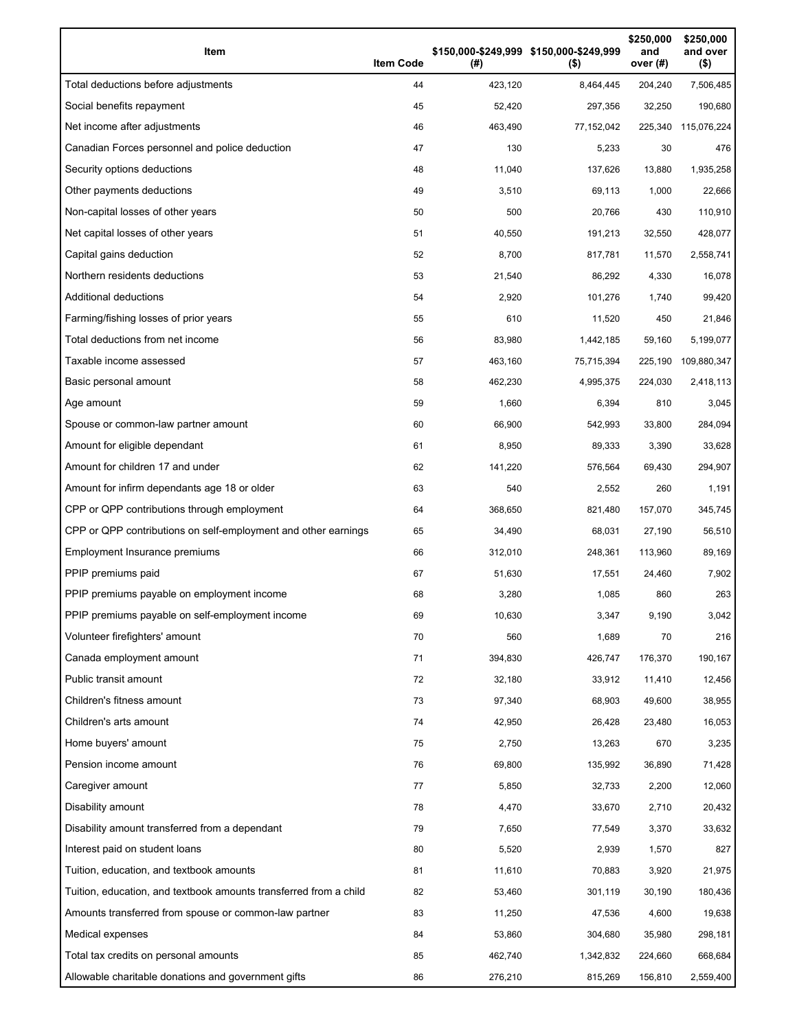| Item | Item Code | $150,000-$249,999 (#) | $150,000-$249,999 ($) | $250,000 and over (#) | $250,000 and over ($) |
| --- | --- | --- | --- | --- | --- |
| Total deductions before adjustments | 44 | 423,120 | 8,464,445 | 204,240 | 7,506,485 |
| Social benefits repayment | 45 | 52,420 | 297,356 | 32,250 | 190,680 |
| Net income after adjustments | 46 | 463,490 | 77,152,042 | 225,340 | 115,076,224 |
| Canadian Forces personnel and police deduction | 47 | 130 | 5,233 | 30 | 476 |
| Security options deductions | 48 | 11,040 | 137,626 | 13,880 | 1,935,258 |
| Other payments deductions | 49 | 3,510 | 69,113 | 1,000 | 22,666 |
| Non-capital losses of other years | 50 | 500 | 20,766 | 430 | 110,910 |
| Net capital losses of other years | 51 | 40,550 | 191,213 | 32,550 | 428,077 |
| Capital gains deduction | 52 | 8,700 | 817,781 | 11,570 | 2,558,741 |
| Northern residents deductions | 53 | 21,540 | 86,292 | 4,330 | 16,078 |
| Additional deductions | 54 | 2,920 | 101,276 | 1,740 | 99,420 |
| Farming/fishing losses of prior years | 55 | 610 | 11,520 | 450 | 21,846 |
| Total deductions from net income | 56 | 83,980 | 1,442,185 | 59,160 | 5,199,077 |
| Taxable income assessed | 57 | 463,160 | 75,715,394 | 225,190 | 109,880,347 |
| Basic personal amount | 58 | 462,230 | 4,995,375 | 224,030 | 2,418,113 |
| Age amount | 59 | 1,660 | 6,394 | 810 | 3,045 |
| Spouse or common-law partner amount | 60 | 66,900 | 542,993 | 33,800 | 284,094 |
| Amount for eligible dependant | 61 | 8,950 | 89,333 | 3,390 | 33,628 |
| Amount for children 17 and under | 62 | 141,220 | 576,564 | 69,430 | 294,907 |
| Amount for infirm dependants age 18 or older | 63 | 540 | 2,552 | 260 | 1,191 |
| CPP or QPP contributions through employment | 64 | 368,650 | 821,480 | 157,070 | 345,745 |
| CPP or QPP contributions on self-employment and other earnings | 65 | 34,490 | 68,031 | 27,190 | 56,510 |
| Employment Insurance premiums | 66 | 312,010 | 248,361 | 113,960 | 89,169 |
| PPIP premiums paid | 67 | 51,630 | 17,551 | 24,460 | 7,902 |
| PPIP premiums payable on employment income | 68 | 3,280 | 1,085 | 860 | 263 |
| PPIP premiums payable on self-employment income | 69 | 10,630 | 3,347 | 9,190 | 3,042 |
| Volunteer firefighters' amount | 70 | 560 | 1,689 | 70 | 216 |
| Canada employment amount | 71 | 394,830 | 426,747 | 176,370 | 190,167 |
| Public transit amount | 72 | 32,180 | 33,912 | 11,410 | 12,456 |
| Children's fitness amount | 73 | 97,340 | 68,903 | 49,600 | 38,955 |
| Children's arts amount | 74 | 42,950 | 26,428 | 23,480 | 16,053 |
| Home buyers' amount | 75 | 2,750 | 13,263 | 670 | 3,235 |
| Pension income amount | 76 | 69,800 | 135,992 | 36,890 | 71,428 |
| Caregiver amount | 77 | 5,850 | 32,733 | 2,200 | 12,060 |
| Disability amount | 78 | 4,470 | 33,670 | 2,710 | 20,432 |
| Disability amount transferred from a dependant | 79 | 7,650 | 77,549 | 3,370 | 33,632 |
| Interest paid on student loans | 80 | 5,520 | 2,939 | 1,570 | 827 |
| Tuition, education, and textbook amounts | 81 | 11,610 | 70,883 | 3,920 | 21,975 |
| Tuition, education, and textbook amounts transferred from a child | 82 | 53,460 | 301,119 | 30,190 | 180,436 |
| Amounts transferred from spouse or common-law partner | 83 | 11,250 | 47,536 | 4,600 | 19,638 |
| Medical expenses | 84 | 53,860 | 304,680 | 35,980 | 298,181 |
| Total tax credits on personal amounts | 85 | 462,740 | 1,342,832 | 224,660 | 668,684 |
| Allowable charitable donations and government gifts | 86 | 276,210 | 815,269 | 156,810 | 2,559,400 |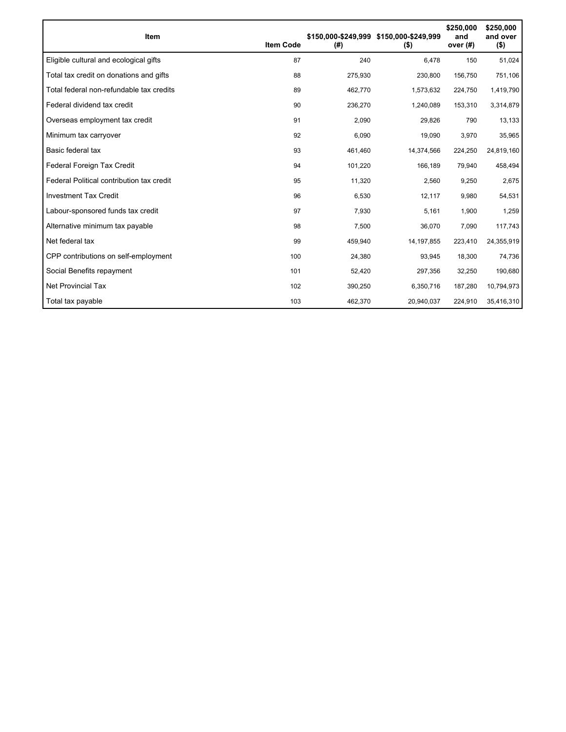| Item | Item Code | \$150,000-\$249,999 (#) | \$150,000-\$249,999 (\$) | \$250,000 and over (#) | \$250,000 and over (\$) |
|---|---|---|---|---|---|
| Eligible cultural and ecological gifts | 87 | 240 | 6,478 | 150 | 51,024 |
| Total tax credit on donations and gifts | 88 | 275,930 | 230,800 | 156,750 | 751,106 |
| Total federal non-refundable tax credits | 89 | 462,770 | 1,573,632 | 224,750 | 1,419,790 |
| Federal dividend tax credit | 90 | 236,270 | 1,240,089 | 153,310 | 3,314,879 |
| Overseas employment tax credit | 91 | 2,090 | 29,826 | 790 | 13,133 |
| Minimum tax carryover | 92 | 6,090 | 19,090 | 3,970 | 35,965 |
| Basic federal tax | 93 | 461,460 | 14,374,566 | 224,250 | 24,819,160 |
| Federal Foreign Tax Credit | 94 | 101,220 | 166,189 | 79,940 | 458,494 |
| Federal Political contribution tax credit | 95 | 11,320 | 2,560 | 9,250 | 2,675 |
| Investment Tax Credit | 96 | 6,530 | 12,117 | 9,980 | 54,531 |
| Labour-sponsored funds tax credit | 97 | 7,930 | 5,161 | 1,900 | 1,259 |
| Alternative minimum tax payable | 98 | 7,500 | 36,070 | 7,090 | 117,743 |
| Net federal tax | 99 | 459,940 | 14,197,855 | 223,410 | 24,355,919 |
| CPP contributions on self-employment | 100 | 24,380 | 93,945 | 18,300 | 74,736 |
| Social Benefits repayment | 101 | 52,420 | 297,356 | 32,250 | 190,680 |
| Net Provincial Tax | 102 | 390,250 | 6,350,716 | 187,280 | 10,794,973 |
| Total tax payable | 103 | 462,370 | 20,940,037 | 224,910 | 35,416,310 |